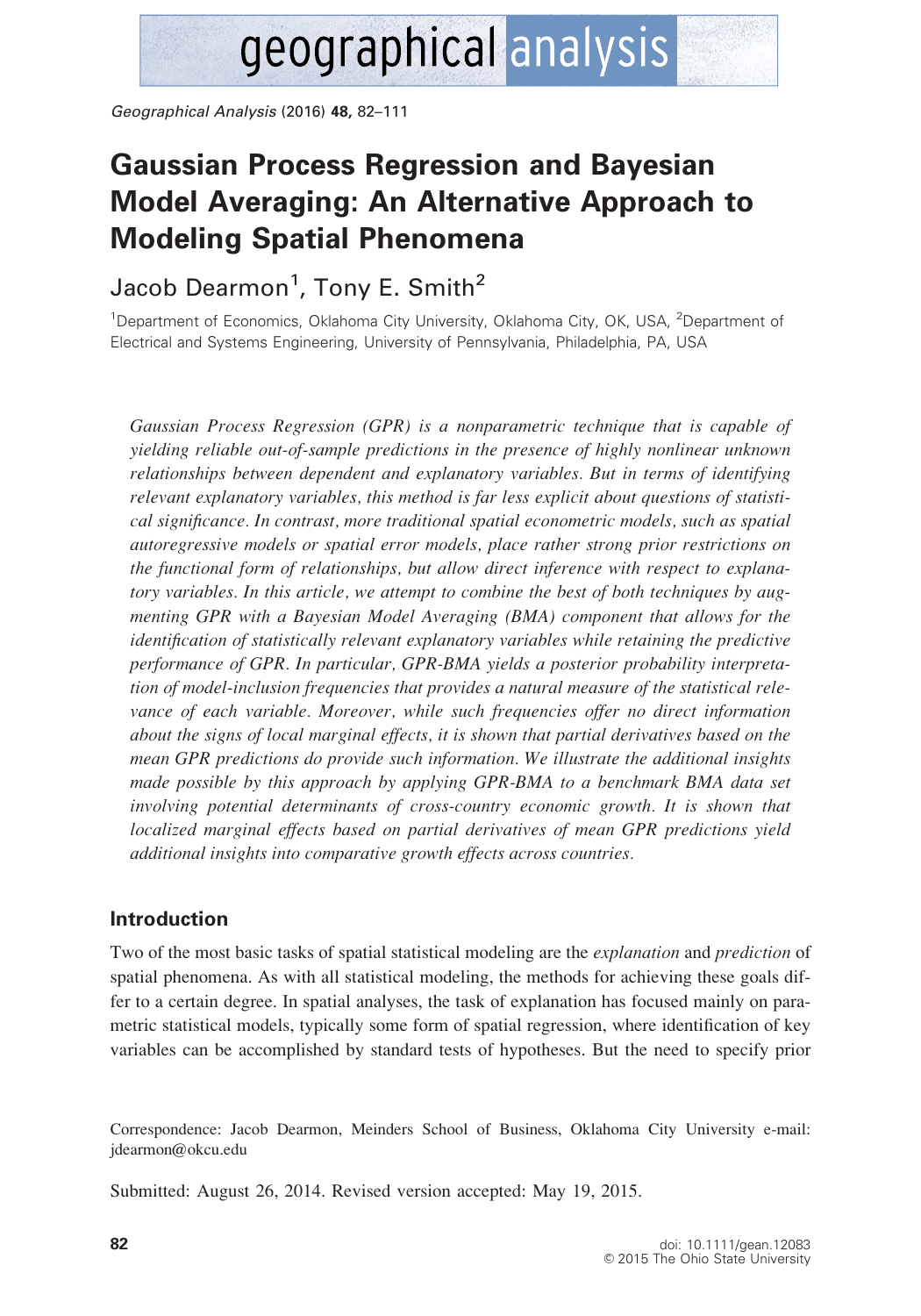# Gaussian Process Regression and Bayesian Model Averaging: An Alternative Approach to Modeling Spatial Phenomena

Jacob Dearmon[1], Tony E. Smith[2]

[1]Department of Economics, Oklahoma City University, Oklahoma City, OK, USA, [2]Department of Electrical and Systems Engineering, University of Pennsylvania, Philadelphia, PA, USA

*Gaussian Process Regression (GPR) is a nonparametric technique that is capable of yielding reliable out-of-sample predictions in the presence of highly nonlinear unknown relationships between dependent and explanatory variables. But in terms of identifying relevant explanatory variables, this method is far less explicit about questions of statistical significance. In contrast, more traditional spatial econometric models, such as spatial autoregressive models or spatial error models, place rather strong prior restrictions on the functional form of relationships, but allow direct inference with respect to explanatory variables. In this article, we attempt to combine the best of both techniques by augmenting GPR with a Bayesian Model Averaging (BMA) component that allows for the identification of statistically relevant explanatory variables while retaining the predictive performance of GPR. In particular, GPR-BMA yields a posterior probability interpretation of model-inclusion frequencies that provides a natural measure of the statistical relevance of each variable. Moreover, while such frequencies offer no direct information about the signs of local marginal effects, it is shown that partial derivatives based on the mean GPR predictions do provide such information. We illustrate the additional insights made possible by this approach by applying GPR-BMA to a benchmark BMA data set involving potential determinants of cross-country economic growth. It is shown that localized marginal effects based on partial derivatives of mean GPR predictions yield additional insights into comparative growth effects across countries.*

## Introduction

Two of the most basic tasks of spatial statistical modeling are the *explanation* and *prediction* of spatial phenomena. As with all statistical modeling, the methods for achieving these goals differ to a certain degree. In spatial analyses, the task of explanation has focused mainly on parametric statistical models, typically some form of spatial regression, where identification of key variables can be accomplished by standard tests of hypotheses. But the need to specify prior

Correspondence: Jacob Dearmon, Meinders School of Business, Oklahoma City University e-mail: jdearmon@okcu.edu

Submitted: August 26, 2014. Revised version accepted: May 19, 2015.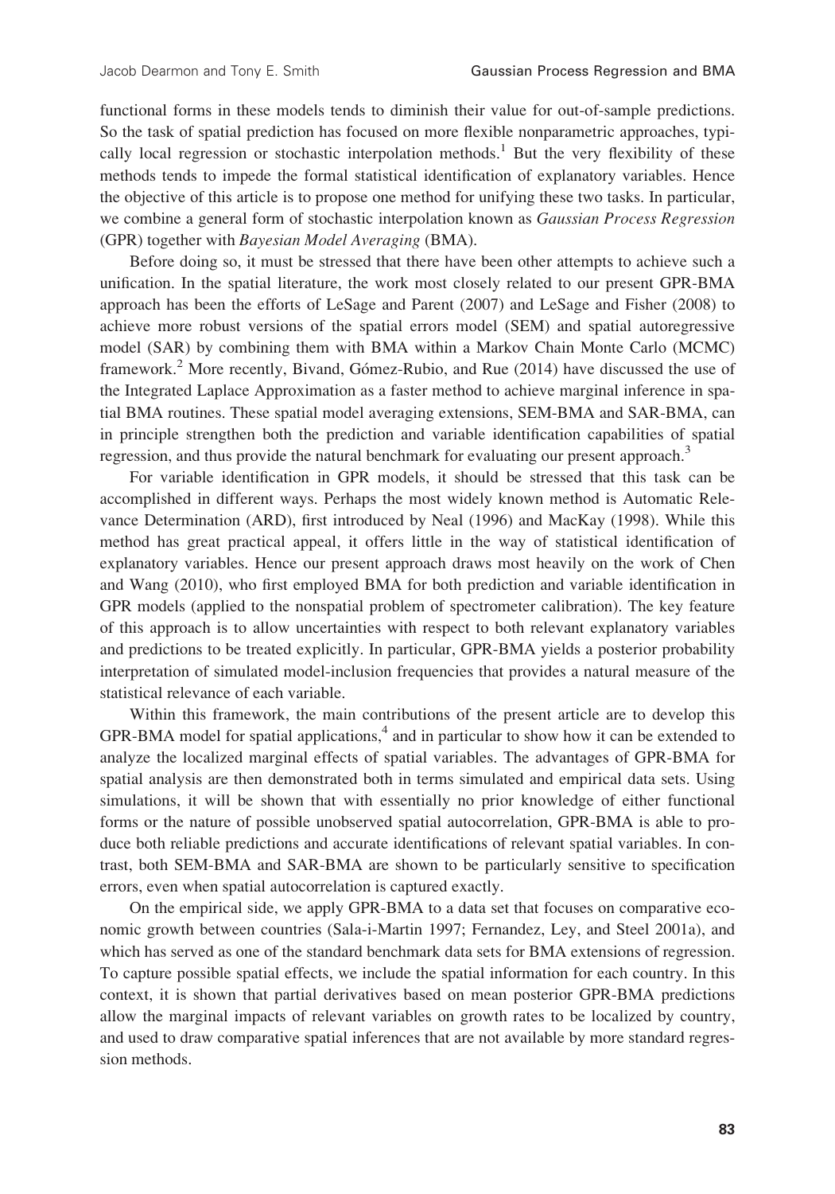functional forms in these models tends to diminish their value for out-of-sample predictions. So the task of spatial prediction has focused on more flexible nonparametric approaches, typically local regression or stochastic interpolation methods.[1] But the very flexibility of these methods tends to impede the formal statistical identification of explanatory variables. Hence the objective of this article is to propose one method for unifying these two tasks. In particular, we combine a general form of stochastic interpolation known as *Gaussian Process Regression* (GPR) together with *Bayesian Model Averaging* (BMA).

Before doing so, it must be stressed that there have been other attempts to achieve such a unification. In the spatial literature, the work most closely related to our present GPR-BMA approach has been the efforts of LeSage and Parent (2007) and LeSage and Fisher (2008) to achieve more robust versions of the spatial errors model (SEM) and spatial autoregressive model (SAR) by combining them with BMA within a Markov Chain Monte Carlo (MCMC) framework.[2] More recently, Bivand, Gómez-Rubio, and Rue (2014) have discussed the use of the Integrated Laplace Approximation as a faster method to achieve marginal inference in spatial BMA routines. These spatial model averaging extensions, SEM-BMA and SAR-BMA, can in principle strengthen both the prediction and variable identification capabilities of spatial regression, and thus provide the natural benchmark for evaluating our present approach.[3]

For variable identification in GPR models, it should be stressed that this task can be accomplished in different ways. Perhaps the most widely known method is Automatic Relevance Determination (ARD), first introduced by Neal (1996) and MacKay (1998). While this method has great practical appeal, it offers little in the way of statistical identification of explanatory variables. Hence our present approach draws most heavily on the work of Chen and Wang (2010), who first employed BMA for both prediction and variable identification in GPR models (applied to the nonspatial problem of spectrometer calibration). The key feature of this approach is to allow uncertainties with respect to both relevant explanatory variables and predictions to be treated explicitly. In particular, GPR-BMA yields a posterior probability interpretation of simulated model-inclusion frequencies that provides a natural measure of the statistical relevance of each variable.

Within this framework, the main contributions of the present article are to develop this GPR-BMA model for spatial applications,[4] and in particular to show how it can be extended to analyze the localized marginal effects of spatial variables. The advantages of GPR-BMA for spatial analysis are then demonstrated both in terms simulated and empirical data sets. Using simulations, it will be shown that with essentially no prior knowledge of either functional forms or the nature of possible unobserved spatial autocorrelation, GPR-BMA is able to produce both reliable predictions and accurate identifications of relevant spatial variables. In contrast, both SEM-BMA and SAR-BMA are shown to be particularly sensitive to specification errors, even when spatial autocorrelation is captured exactly.

On the empirical side, we apply GPR-BMA to a data set that focuses on comparative economic growth between countries (Sala-i-Martin 1997; Fernandez, Ley, and Steel 2001a), and which has served as one of the standard benchmark data sets for BMA extensions of regression. To capture possible spatial effects, we include the spatial information for each country. In this context, it is shown that partial derivatives based on mean posterior GPR-BMA predictions allow the marginal impacts of relevant variables on growth rates to be localized by country, and used to draw comparative spatial inferences that are not available by more standard regression methods.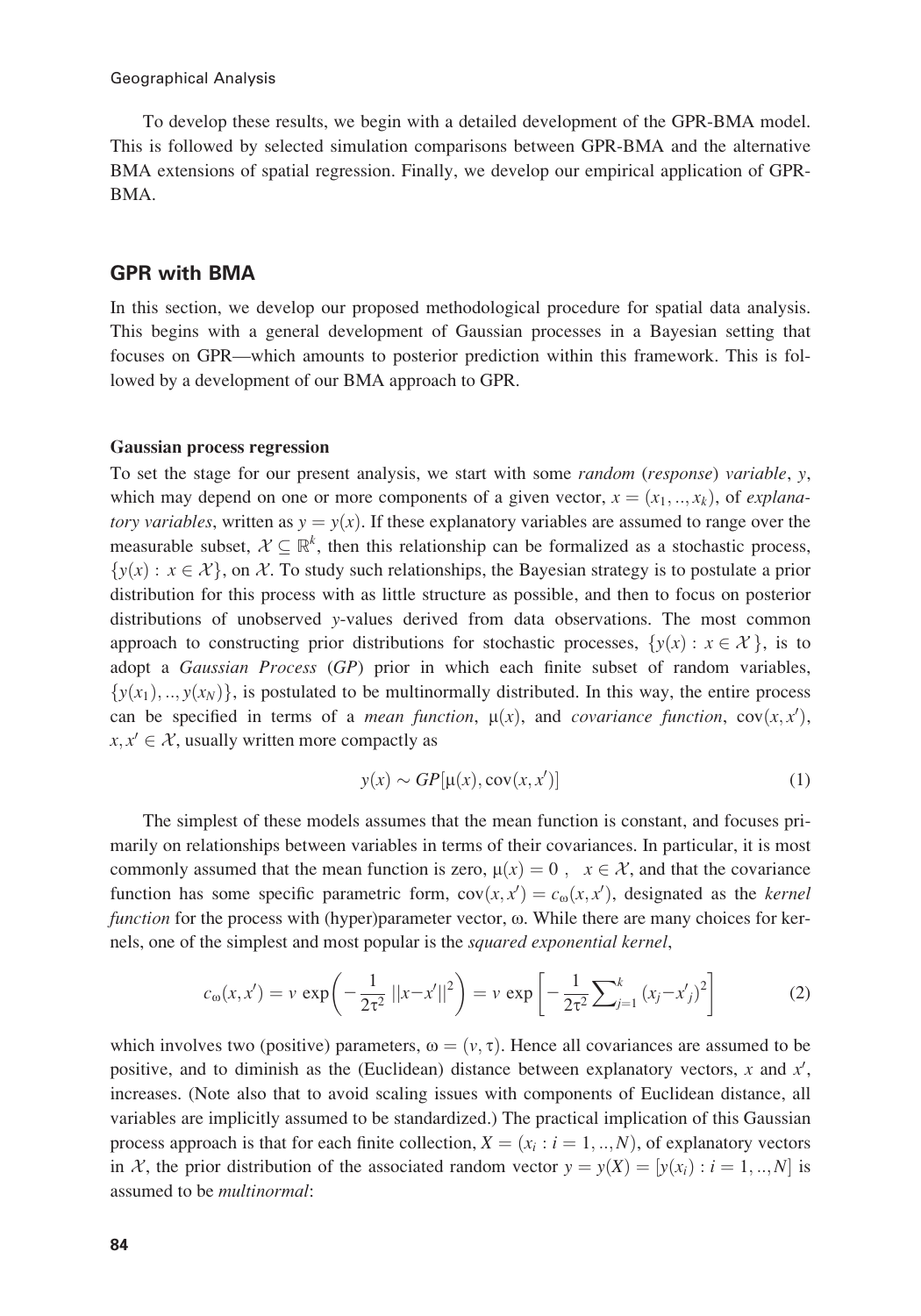To develop these results, we begin with a detailed development of the GPR-BMA model. This is followed by selected simulation comparisons between GPR-BMA and the alternative BMA extensions of spatial regression. Finally, we develop our empirical application of GPR-BMA.

## GPR with BMA

In this section, we develop our proposed methodological procedure for spatial data analysis. This begins with a general development of Gaussian processes in a Bayesian setting that focuses on GPR—which amounts to posterior prediction within this framework. This is followed by a development of our BMA approach to GPR.

### Gaussian process regression

To set the stage for our present analysis, we start with some *random* (*response*) *variable*, $y$, which may depend on one or more components of a given vector, $x = (x_1, .., x_k)$, of *explanatory variables*, written as $y = y(x)$. If these explanatory variables are assumed to range over the measurable subset, $\mathcal{X} \subseteq \mathbb{R}^k$, then this relationship can be formalized as a stochastic process, $\{y(x) : x \in \mathcal{X}\}$, on $\mathcal{X}$. To study such relationships, the Bayesian strategy is to postulate a prior distribution for this process with as little structure as possible, and then to focus on posterior distributions of unobserved $y$-values derived from data observations. The most common approach to constructing prior distributions for stochastic processes, $\{y(x) : x \in \mathcal{X}\}$, is to adopt a *Gaussian Process* (*GP*) prior in which each finite subset of random variables, $\{y(x_1), .., y(x_N)\}$, is postulated to be multinormally distributed. In this way, the entire process can be specified in terms of a *mean function*, $\mu(x)$, and *covariance function*, $\text{cov}(x, x')$, $x, x' \in \mathcal{X}$, usually written more compactly as

$$y(x) \sim GP[\mu(x), \text{cov}(x, x')] \tag{1}$$

The simplest of these models assumes that the mean function is constant, and focuses primarily on relationships between variables in terms of their covariances. In particular, it is most commonly assumed that the mean function is zero, $\mu(x) = 0$ , $x \in \mathcal{X}$, and that the covariance function has some specific parametric form, $\text{cov}(x, x') = c_\omega(x, x')$, designated as the *kernel function* for the process with (hyper)parameter vector, $\omega$. While there are many choices for kernels, one of the simplest and most popular is the *squared exponential kernel*,

$$c_\omega(x, x') = v \, \exp\left(-\frac{1}{2\tau^2} \, ||x - x'||^2\right) = v \, \exp\left[-\frac{1}{2\tau^2} \sum\nolimits_{j=1}^{k} (x_j - x'_j)^2\right] \tag{2}$$

which involves two (positive) parameters, $\omega = (v, \tau)$. Hence all covariances are assumed to be positive, and to diminish as the (Euclidean) distance between explanatory vectors, $x$ and $x'$, increases. (Note also that to avoid scaling issues with components of Euclidean distance, all variables are implicitly assumed to be standardized.) The practical implication of this Gaussian process approach is that for each finite collection, $X = (x_i : i = 1, .., N)$, of explanatory vectors in $\mathcal{X}$, the prior distribution of the associated random vector $y = y(X) = [y(x_i) : i = 1, .., N]$ is assumed to be *multinormal*: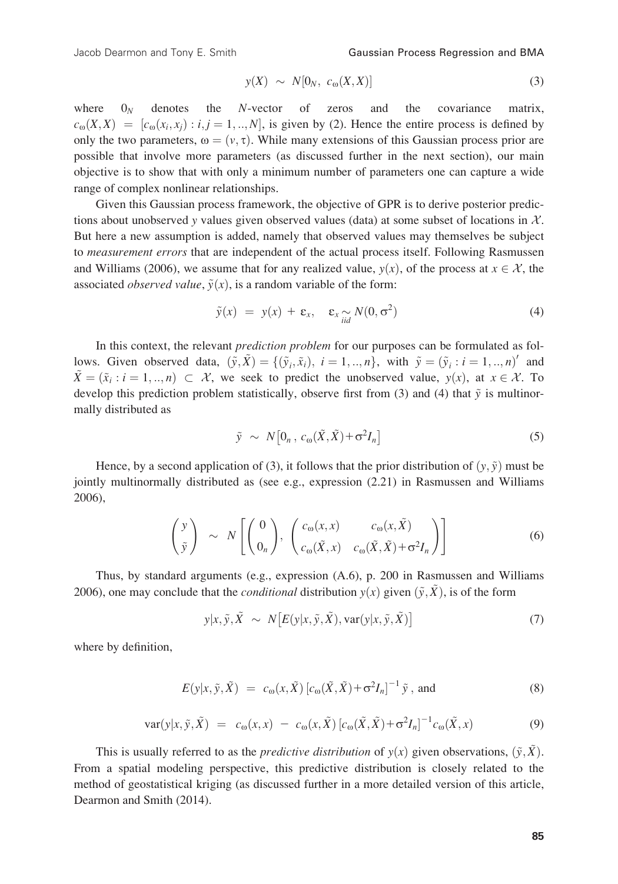$$y(X) \sim N[0_N, \; c_\omega(X,X)] \tag{3}$$

where $0_N$ denotes the $N$-vector of zeros and the covariance matrix, $c_\omega(X,X) = [c_\omega(x_i,x_j) : i,j = 1,..,N]$, is given by (2). Hence the entire process is defined by only the two parameters, $\omega = (v, \tau)$. While many extensions of this Gaussian process prior are possible that involve more parameters (as discussed further in the next section), our main objective is to show that with only a minimum number of parameters one can capture a wide range of complex nonlinear relationships.

Given this Gaussian process framework, the objective of GPR is to derive posterior predictions about unobserved $y$ values given observed values (data) at some subset of locations in $\mathcal{X}$. But here a new assumption is added, namely that observed values may themselves be subject to *measurement errors* that are independent of the actual process itself. Following Rasmussen and Williams (2006), we assume that for any realized value, $y(x)$, of the process at $x \in \mathcal{X}$, the associated *observed value*, $\tilde{y}(x)$, is a random variable of the form:

$$\tilde{y}(x) = y(x) + \varepsilon_x, \quad \varepsilon_x \underset{iid}{\sim} N(0, \sigma^2) \tag{4}$$

In this context, the relevant *prediction problem* for our purposes can be formulated as follows. Given observed data, $(\tilde{y}, \tilde{X}) = \{(\tilde{y}_i, \tilde{x}_i), \; i = 1,..,n\}$, with $\tilde{y} = (\tilde{y}_i : i = 1,..,n)'$ and $\tilde{X} = (\tilde{x}_i : i = 1,..,n) \subset \mathcal{X}$, we seek to predict the unobserved value, $y(x)$, at $x \in \mathcal{X}$. To develop this prediction problem statistically, observe first from (3) and (4) that $\tilde{y}$ is multinormally distributed as

$$\tilde{y} \sim N\left[0_n, \; c_\omega(\tilde{X},\tilde{X}) + \sigma^2 I_n\right] \tag{5}$$

Hence, by a second application of (3), it follows that the prior distribution of $(y, \tilde{y})$ must be jointly multinormally distributed as (see e.g., expression (2.21) in Rasmussen and Williams 2006),

$$\begin{pmatrix} y \\ \tilde{y} \end{pmatrix} \sim N\left[\begin{pmatrix} 0 \\ 0_n \end{pmatrix}, \begin{pmatrix} c_\omega(x,x) & c_\omega(x,\tilde{X}) \\ c_\omega(\tilde{X},x) & c_\omega(\tilde{X},\tilde{X}) + \sigma^2 I_n \end{pmatrix}\right] \tag{6}$$

Thus, by standard arguments (e.g., expression (A.6), p. 200 in Rasmussen and Williams 2006), one may conclude that the *conditional* distribution $y(x)$ given $(\tilde{y}, \tilde{X})$, is of the form

$$y|x, \tilde{y}, \tilde{X} \sim N\left[E(y|x,\tilde{y},\tilde{X}), \mathrm{var}(y|x,\tilde{y},\tilde{X})\right] \tag{7}$$

where by definition,

$$E(y|x,\tilde{y},\tilde{X}) = c_\omega(x,\tilde{X})\left[c_\omega(\tilde{X},\tilde{X}) + \sigma^2 I_n\right]^{-1} \tilde{y}, \text{ and} \tag{8}$$

$$\mathrm{var}(y|x,\tilde{y},\tilde{X}) = c_\omega(x,x) - c_\omega(x,\tilde{X})\left[c_\omega(\tilde{X},\tilde{X}) + \sigma^2 I_n\right]^{-1} c_\omega(\tilde{X},x) \tag{9}$$

This is usually referred to as the *predictive distribution* of $y(x)$ given observations, $(\tilde{y}, \tilde{X})$. From a spatial modeling perspective, this predictive distribution is closely related to the method of geostatistical kriging (as discussed further in a more detailed version of this article, Dearmon and Smith (2014).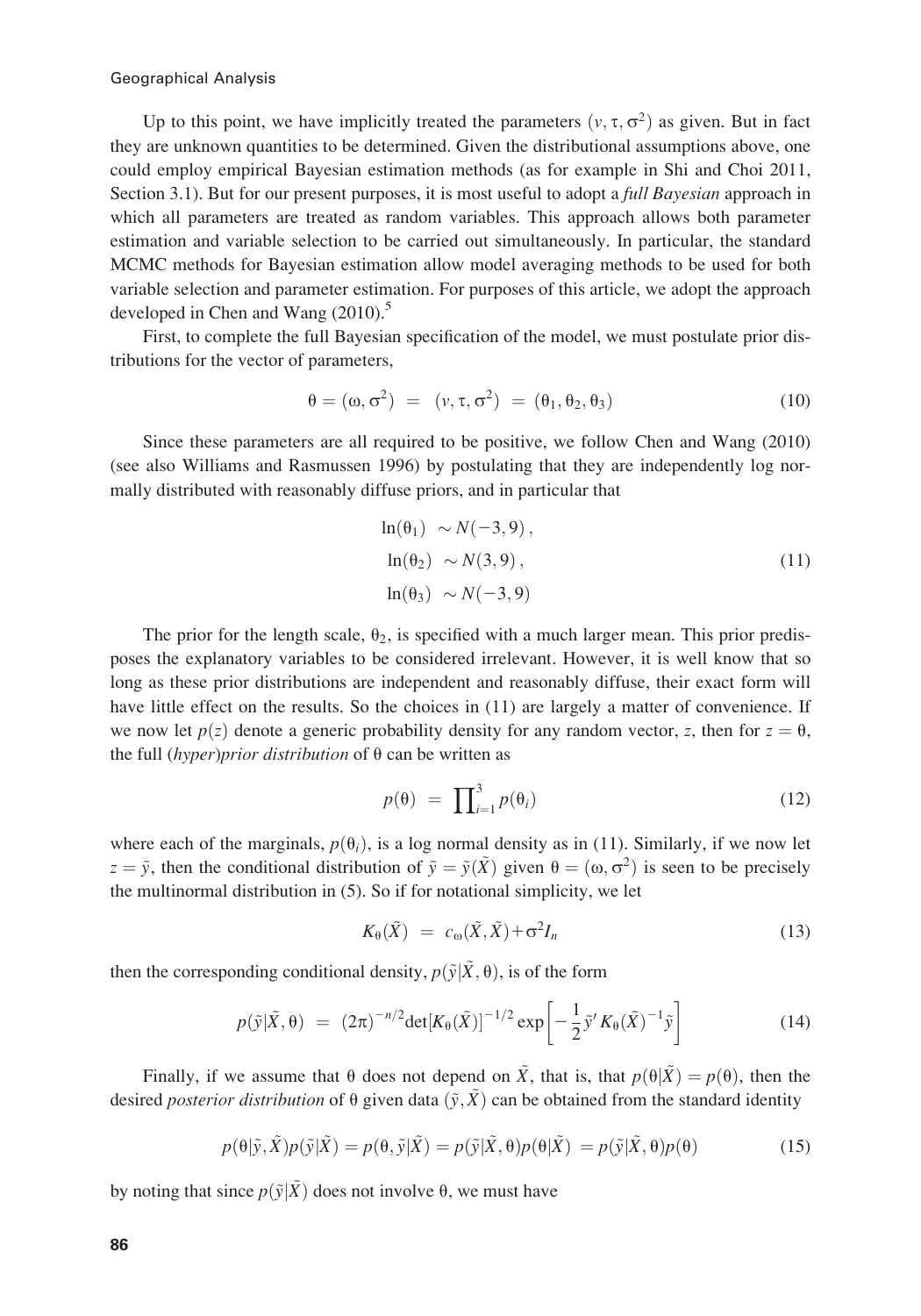Up to this point, we have implicitly treated the parameters $(v, \tau, \sigma^2)$ as given. But in fact they are unknown quantities to be determined. Given the distributional assumptions above, one could employ empirical Bayesian estimation methods (as for example in Shi and Choi 2011, Section 3.1). But for our present purposes, it is most useful to adopt a *full Bayesian* approach in which all parameters are treated as random variables. This approach allows both parameter estimation and variable selection to be carried out simultaneously. In particular, the standard MCMC methods for Bayesian estimation allow model averaging methods to be used for both variable selection and parameter estimation. For purposes of this article, we adopt the approach developed in Chen and Wang (2010).[5]

First, to complete the full Bayesian specification of the model, we must postulate prior distributions for the vector of parameters,

$$\theta = (\omega, \sigma^2) \; = \; (v, \tau, \sigma^2) \; = \; (\theta_1, \theta_2, \theta_3) \tag{10}$$

Since these parameters are all required to be positive, we follow Chen and Wang (2010) (see also Williams and Rasmussen 1996) by postulating that they are independently log normally distributed with reasonably diffuse priors, and in particular that

$$\begin{aligned} \ln(\theta_1) \; &\sim N(-3, 9)\,, \\ \ln(\theta_2) \; &\sim N(3, 9)\,, \\ \ln(\theta_3) \; &\sim N(-3, 9) \end{aligned} \tag{11}$$

The prior for the length scale, $\theta_2$, is specified with a much larger mean. This prior predisposes the explanatory variables to be considered irrelevant. However, it is well know that so long as these prior distributions are independent and reasonably diffuse, their exact form will have little effect on the results. So the choices in (11) are largely a matter of convenience. If we now let $p(z)$ denote a generic probability density for any random vector, $z$, then for $z = \theta$, the full (*hyper*)*prior distribution* of $\theta$ can be written as

$$p(\theta) \; = \; \prod\nolimits_{i=1}^{3} p(\theta_i) \tag{12}$$

where each of the marginals, $p(\theta_i)$, is a log normal density as in (11). Similarly, if we now let $z = \tilde{y}$, then the conditional distribution of $\tilde{y} = \tilde{y}(\tilde{X})$ given $\theta = (\omega, \sigma^2)$ is seen to be precisely the multinormal distribution in (5). So if for notational simplicity, we let

$$K_\theta(\tilde{X}) \; = \; c_\omega(\tilde{X}, \tilde{X}) + \sigma^2 I_n \tag{13}$$

then the corresponding conditional density, $p(\tilde{y}|\tilde{X}, \theta)$, is of the form

$$p(\tilde{y}|\tilde{X}, \theta) \; = \; (2\pi)^{-n/2} \det[K_\theta(\tilde{X})]^{-1/2} \exp\left[-\frac{1}{2}\tilde{y}' K_\theta(\tilde{X})^{-1}\tilde{y}\right] \tag{14}$$

Finally, if we assume that $\theta$ does not depend on $\tilde{X}$, that is, that $p(\theta|\tilde{X}) = p(\theta)$, then the desired *posterior distribution* of $\theta$ given data $(\tilde{y}, \tilde{X})$ can be obtained from the standard identity

$$p(\theta|\tilde{y}, \tilde{X}) p(\tilde{y}|\tilde{X}) = p(\theta, \tilde{y}|\tilde{X}) = p(\tilde{y}|\tilde{X}, \theta) p(\theta|\tilde{X}) \; = p(\tilde{y}|\tilde{X}, \theta) p(\theta) \tag{15}$$

by noting that since $p(\tilde{y}|\tilde{X})$ does not involve $\theta$, we must have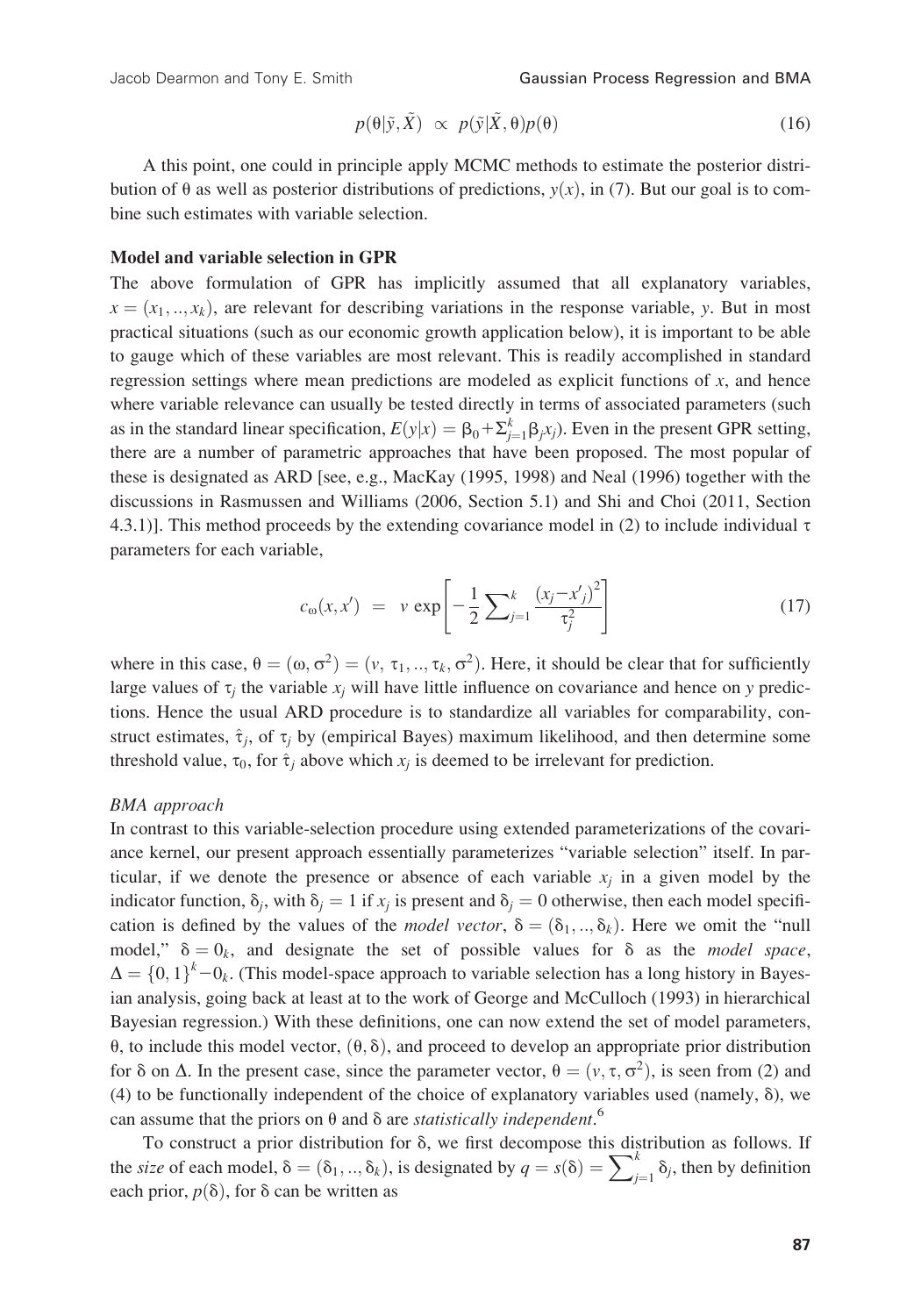$$p(\theta|\tilde{y},\tilde{X}) \;\propto\; p(\tilde{y}|\tilde{X},\theta)p(\theta) \tag{16}$$

A this point, one could in principle apply MCMC methods to estimate the posterior distribution of $\theta$ as well as posterior distributions of predictions, $y(x)$, in (7). But our goal is to combine such estimates with variable selection.

### Model and variable selection in GPR

The above formulation of GPR has implicitly assumed that all explanatory variables, $x = (x_1, .., x_k)$, are relevant for describing variations in the response variable, $y$. But in most practical situations (such as our economic growth application below), it is important to be able to gauge which of these variables are most relevant. This is readily accomplished in standard regression settings where mean predictions are modeled as explicit functions of $x$, and hence where variable relevance can usually be tested directly in terms of associated parameters (such as in the standard linear specification, $E(y|x) = \beta_0 + \Sigma_{j=1}^{k}\beta_j x_j$). Even in the present GPR setting, there are a number of parametric approaches that have been proposed. The most popular of these is designated as ARD [see, e.g., MacKay (1995, 1998) and Neal (1996) together with the discussions in Rasmussen and Williams (2006, Section 5.1) and Shi and Choi (2011, Section 4.3.1)]. This method proceeds by the extending covariance model in (2) to include individual $\tau$ parameters for each variable,

$$c_{\omega}(x,x') \;=\; v\,\exp\left[-\frac{1}{2}\sum\nolimits_{j=1}^{k}\frac{(x_j - x'_j)^2}{\tau_j^2}\right] \tag{17}$$

where in this case, $\theta = (\omega, \sigma^2) = (v,\ \tau_1, .., \tau_k, \sigma^2)$. Here, it should be clear that for sufficiently large values of $\tau_j$ the variable $x_j$ will have little influence on covariance and hence on $y$ predictions. Hence the usual ARD procedure is to standardize all variables for comparability, construct estimates, $\hat{\tau}_j$, of $\tau_j$ by (empirical Bayes) maximum likelihood, and then determine some threshold value, $\tau_0$, for $\hat{\tau}_j$ above which $x_j$ is deemed to be irrelevant for prediction.

#### *BMA approach*

In contrast to this variable-selection procedure using extended parameterizations of the covariance kernel, our present approach essentially parameterizes "variable selection" itself. In particular, if we denote the presence or absence of each variable $x_j$ in a given model by the indicator function, $\delta_j$, with $\delta_j = 1$ if $x_j$ is present and $\delta_j = 0$ otherwise, then each model specification is defined by the values of the *model vector*, $\delta = (\delta_1, .., \delta_k)$. Here we omit the "null model," $\delta = 0_k$, and designate the set of possible values for $\delta$ as the *model space*, $\Delta = \{0,1\}^k - 0_k$. (This model-space approach to variable selection has a long history in Bayesian analysis, going back at least at to the work of George and McCulloch (1993) in hierarchical Bayesian regression.) With these definitions, one can now extend the set of model parameters, $\theta$, to include this model vector, $(\theta, \delta)$, and proceed to develop an appropriate prior distribution for $\delta$ on $\Delta$. In the present case, since the parameter vector, $\theta = (v, \tau, \sigma^2)$, is seen from (2) and (4) to be functionally independent of the choice of explanatory variables used (namely, $\delta$), we can assume that the priors on $\theta$ and $\delta$ are *statistically independent*.[6]

To construct a prior distribution for $\delta$, we first decompose this distribution as follows. If the *size* of each model, $\delta = (\delta_1, .., \delta_k)$, is designated by $q = s(\delta) = \sum_{j=1}^{k}\delta_j$, then by definition each prior, $p(\delta)$, for $\delta$ can be written as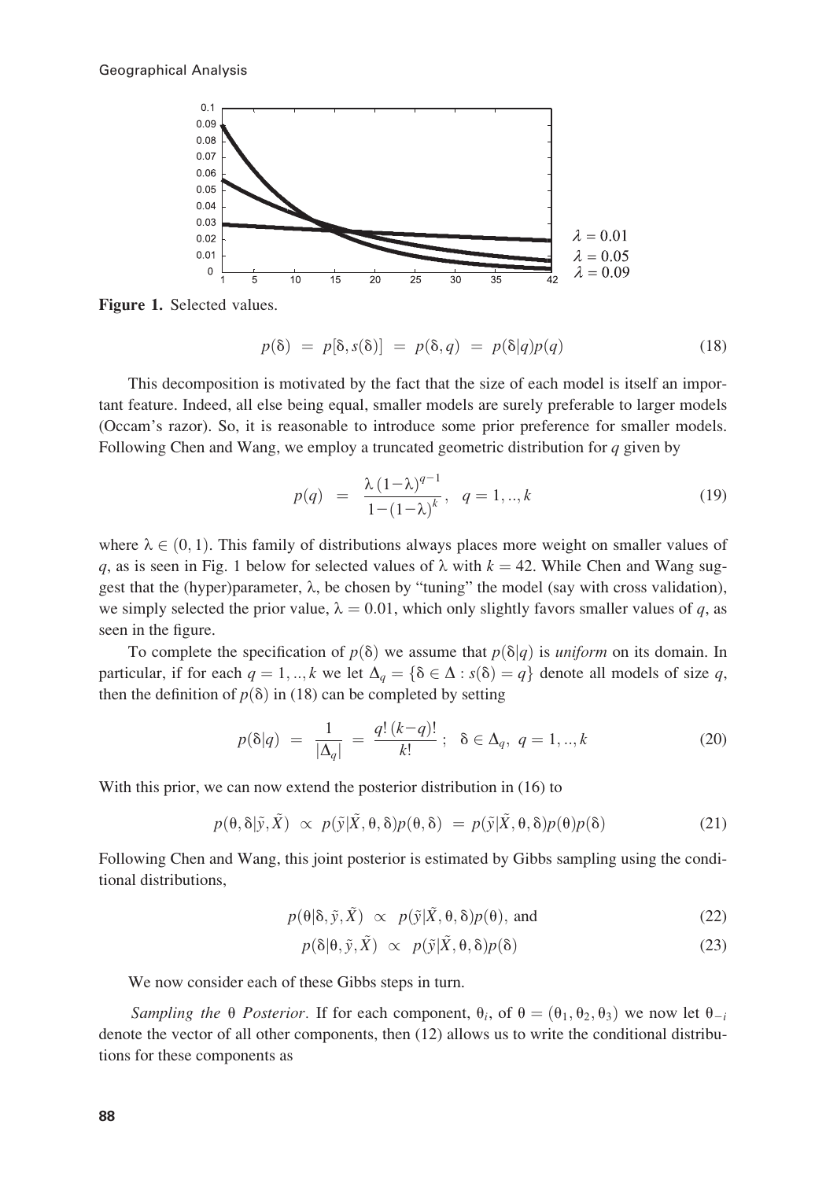Figure 1. Selected values.

$$p(\delta) = p[\delta, s(\delta)] = p(\delta, q) = p(\delta|q)p(q) \tag{18}$$

This decomposition is motivated by the fact that the size of each model is itself an important feature. Indeed, all else being equal, smaller models are surely preferable to larger models (Occam's razor). So, it is reasonable to introduce some prior preference for smaller models. Following Chen and Wang, we employ a truncated geometric distribution for $q$ given by

$$p(q) = \frac{\lambda(1-\lambda)^{q-1}}{1-(1-\lambda)^{k}}, \quad q = 1, .., k \tag{19}$$

where $\lambda \in (0, 1)$. This family of distributions always places more weight on smaller values of $q$, as is seen in Fig. 1 below for selected values of $\lambda$ with $k = 42$. While Chen and Wang suggest that the (hyper)parameter, $\lambda$, be chosen by "tuning" the model (say with cross validation), we simply selected the prior value, $\lambda = 0.01$, which only slightly favors smaller values of $q$, as seen in the figure.

To complete the specification of $p(\delta)$ we assume that $p(\delta|q)$ is *uniform* on its domain. In particular, if for each $q = 1, .., k$ we let $\Delta_q = \{\delta \in \Delta : s(\delta) = q\}$ denote all models of size $q$, then the definition of $p(\delta)$ in (18) can be completed by setting

$$p(\delta|q) = \frac{1}{|\Delta_q|} = \frac{q!\,(k-q)!}{k!}; \quad \delta \in \Delta_q, \ q = 1, .., k \tag{20}$$

With this prior, we can now extend the posterior distribution in (16) to

$$p(\theta, \delta|\tilde{y}, \tilde{X}) \propto p(\tilde{y}|\tilde{X}, \theta, \delta)p(\theta, \delta) = p(\tilde{y}|\tilde{X}, \theta, \delta)p(\theta)p(\delta) \tag{21}$$

Following Chen and Wang, this joint posterior is estimated by Gibbs sampling using the conditional distributions,

$$p(\theta|\delta, \tilde{y}, \tilde{X}) \propto p(\tilde{y}|\tilde{X}, \theta, \delta)p(\theta), \text{ and} \tag{22}$$

$$p(\delta|\theta, \tilde{y}, \tilde{X}) \propto p(\tilde{y}|\tilde{X}, \theta, \delta)p(\delta) \tag{23}$$

We now consider each of these Gibbs steps in turn.

*Sampling the* $\theta$ *Posterior*. If for each component, $\theta_i$, of $\theta = (\theta_1, \theta_2, \theta_3)$ we now let $\theta_{-i}$ denote the vector of all other components, then (12) allows us to write the conditional distributions for these components as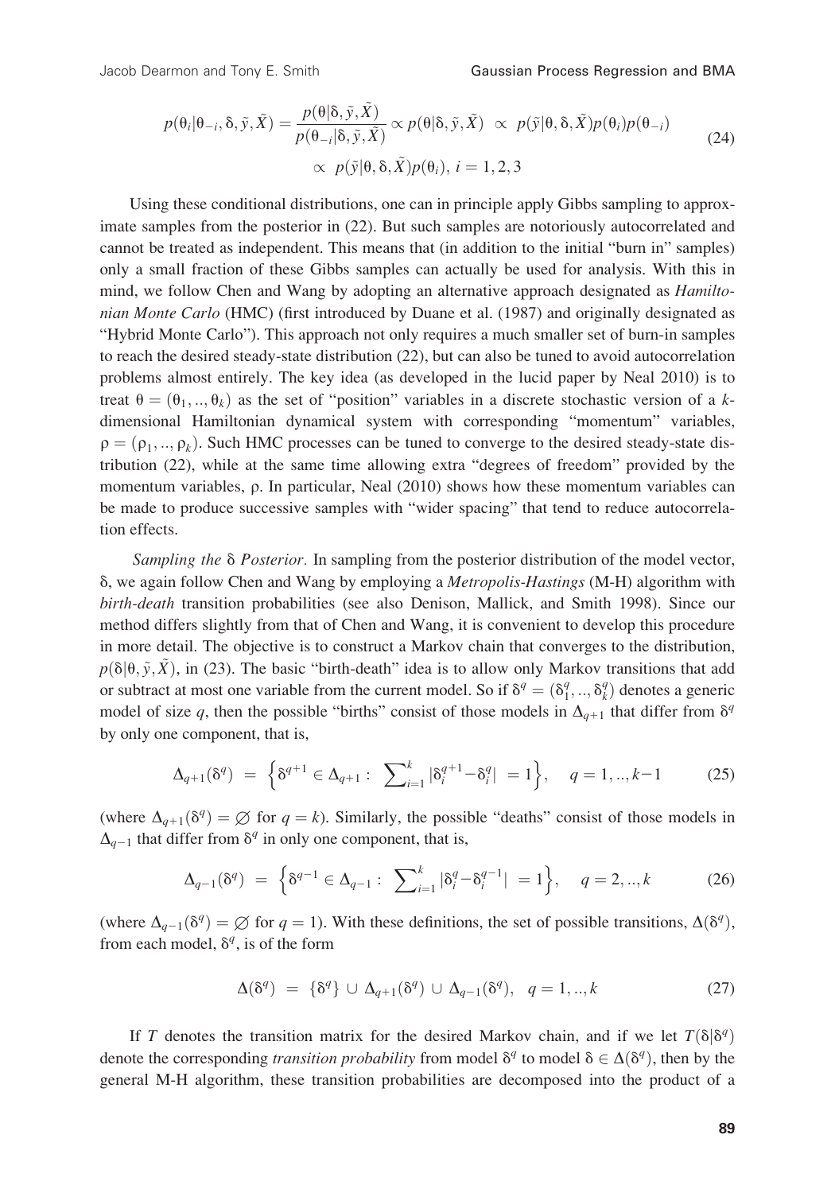$$p(\theta_i|\theta_{-i},\delta,\tilde{y},\tilde{X}) = \frac{p(\theta|\delta,\tilde{y},\tilde{X})}{p(\theta_{-i}|\delta,\tilde{y},\tilde{X})} \propto p(\theta|\delta,\tilde{y},\tilde{X}) \;\propto\; p(\tilde{y}|\theta,\delta,\tilde{X})p(\theta_i)p(\theta_{-i})$$
$$\propto\; p(\tilde{y}|\theta,\delta,\tilde{X})p(\theta_i),\; i=1,2,3 \tag{24}$$

Using these conditional distributions, one can in principle apply Gibbs sampling to approximate samples from the posterior in (22). But such samples are notoriously autocorrelated and cannot be treated as independent. This means that (in addition to the initial "burn in" samples) only a small fraction of these Gibbs samples can actually be used for analysis. With this in mind, we follow Chen and Wang by adopting an alternative approach designated as *Hamiltonian Monte Carlo* (HMC) (first introduced by Duane et al. (1987) and originally designated as "Hybrid Monte Carlo"). This approach not only requires a much smaller set of burn-in samples to reach the desired steady-state distribution (22), but can also be tuned to avoid autocorrelation problems almost entirely. The key idea (as developed in the lucid paper by Neal 2010) is to treat $\theta = (\theta_1,..,\theta_k)$ as the set of "position" variables in a discrete stochastic version of a $k$-dimensional Hamiltonian dynamical system with corresponding "momentum" variables, $\rho = (\rho_1,..,\rho_k)$. Such HMC processes can be tuned to converge to the desired steady-state distribution (22), while at the same time allowing extra "degrees of freedom" provided by the momentum variables, $\rho$. In particular, Neal (2010) shows how these momentum variables can be made to produce successive samples with "wider spacing" that tend to reduce autocorrelation effects.

*Sampling the* $\delta$ *Posterior.* In sampling from the posterior distribution of the model vector, $\delta$, we again follow Chen and Wang by employing a *Metropolis-Hastings* (M-H) algorithm with *birth-death* transition probabilities (see also Denison, Mallick, and Smith 1998). Since our method differs slightly from that of Chen and Wang, it is convenient to develop this procedure in more detail. The objective is to construct a Markov chain that converges to the distribution, $p(\delta|\theta,\tilde{y},\tilde{X})$, in (23). The basic "birth-death" idea is to allow only Markov transitions that add or subtract at most one variable from the current model. So if $\delta^q = (\delta_1^q,..,\delta_k^q)$ denotes a generic model of size $q$, then the possible "births" consist of those models in $\Delta_{q+1}$ that differ from $\delta^q$ by only one component, that is,

$$\Delta_{q+1}(\delta^q) \;=\; \left\{\delta^{q+1} \in \Delta_{q+1} :\; \sum\nolimits_{i=1}^{k} |\delta_i^{q+1} - \delta_i^q| \;=1\right\}, \quad q=1,..,k-1 \tag{25}$$

(where $\Delta_{q+1}(\delta^q) = \varnothing$ for $q = k$). Similarly, the possible "deaths" consist of those models in $\Delta_{q-1}$ that differ from $\delta^q$ in only one component, that is,

$$\Delta_{q-1}(\delta^q) \;=\; \left\{\delta^{q-1} \in \Delta_{q-1} :\; \sum\nolimits_{i=1}^{k} |\delta_i^{q} - \delta_i^{q-1}| \;=1\right\}, \quad q=2,..,k \tag{26}$$

(where $\Delta_{q-1}(\delta^q) = \varnothing$ for $q = 1$). With these definitions, the set of possible transitions, $\Delta(\delta^q)$, from each model, $\delta^q$, is of the form

$$\Delta(\delta^q) \;=\; \{\delta^q\} \cup \Delta_{q+1}(\delta^q) \cup \Delta_{q-1}(\delta^q), \quad q=1,..,k \tag{27}$$

If $T$ denotes the transition matrix for the desired Markov chain, and if we let $T(\delta|\delta^q)$ denote the corresponding *transition probability* from model $\delta^q$ to model $\delta \in \Delta(\delta^q)$, then by the general M-H algorithm, these transition probabilities are decomposed into the product of a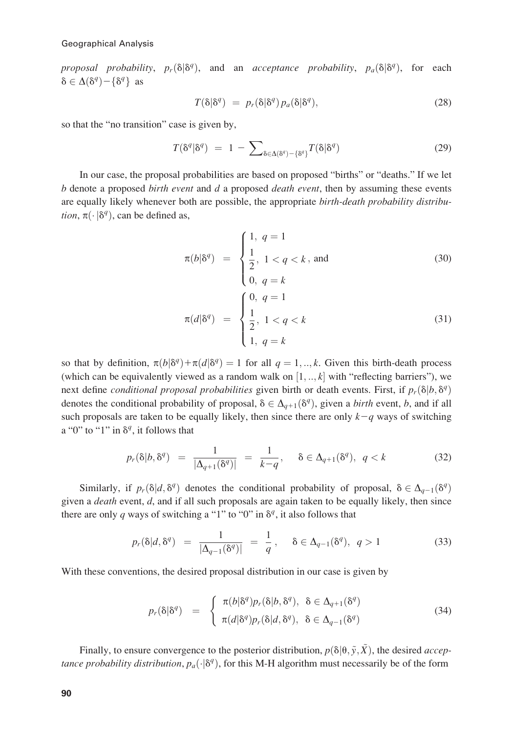*proposal probability*, $p_r(\delta|\delta^q)$, and an *acceptance probability*, $p_a(\delta|\delta^q)$, for each $\delta \in \Delta(\delta^q) - \{\delta^q\}$ as

$$T(\delta|\delta^q) = p_r(\delta|\delta^q)\, p_a(\delta|\delta^q), \tag{28}$$

so that the "no transition" case is given by,

$$T(\delta^q|\delta^q) = 1 - \sum\nolimits_{\delta \in \Delta(\delta^q) - \{\delta^q\}} T(\delta|\delta^q) \tag{29}$$

In our case, the proposal probabilities are based on proposed "births" or "deaths." If we let $b$ denote a proposed *birth event* and $d$ a proposed *death event*, then by assuming these events are equally likely whenever both are possible, the appropriate *birth-death probability distribution*, $\pi(\cdot\,|\delta^q)$, can be defined as,

$$\pi(b|\delta^q) = \begin{cases} 1, & q = 1 \\ \dfrac{1}{2}, & 1 < q < k \\ 0, & q = k \end{cases}, \text{ and} \tag{30}$$

$$\pi(d|\delta^q) = \begin{cases} 0, & q = 1 \\ \dfrac{1}{2}, & 1 < q < k \\ 1, & q = k \end{cases} \tag{31}$$

so that by definition, $\pi(b|\delta^q) + \pi(d|\delta^q) = 1$ for all $q = 1, .., k$. Given this birth-death process (which can be equivalently viewed as a random walk on $[1, .., k]$ with "reflecting barriers"), we next define *conditional proposal probabilities* given birth or death events. First, if $p_r(\delta|b, \delta^q)$ denotes the conditional probability of proposal, $\delta \in \Delta_{q+1}(\delta^q)$, given a *birth* event, $b$, and if all such proposals are taken to be equally likely, then since there are only $k-q$ ways of switching a "0" to "1" in $\delta^q$, it follows that

$$p_r(\delta|b, \delta^q) = \frac{1}{|\Delta_{q+1}(\delta^q)|} = \frac{1}{k-q}, \quad \delta \in \Delta_{q+1}(\delta^q), \;\; q < k \tag{32}$$

Similarly, if $p_r(\delta|d, \delta^q)$ denotes the conditional probability of proposal, $\delta \in \Delta_{q-1}(\delta^q)$ given a *death* event, $d$, and if all such proposals are again taken to be equally likely, then since there are only $q$ ways of switching a "1" to "0" in $\delta^q$, it also follows that

$$p_r(\delta|d, \delta^q) = \frac{1}{|\Delta_{q-1}(\delta^q)|} = \frac{1}{q}, \quad \delta \in \Delta_{q-1}(\delta^q), \;\; q > 1 \tag{33}$$

With these conventions, the desired proposal distribution in our case is given by

$$p_r(\delta|\delta^q) = \begin{cases} \pi(b|\delta^q) p_r(\delta|b, \delta^q), & \delta \in \Delta_{q+1}(\delta^q) \\ \pi(d|\delta^q) p_r(\delta|d, \delta^q), & \delta \in \Delta_{q-1}(\delta^q) \end{cases} \tag{34}$$

Finally, to ensure convergence to the posterior distribution, $p(\delta|\theta, \tilde{y}, \tilde{X})$, the desired *acceptance probability distribution*, $p_a(\cdot|\delta^q)$, for this M-H algorithm must necessarily be of the form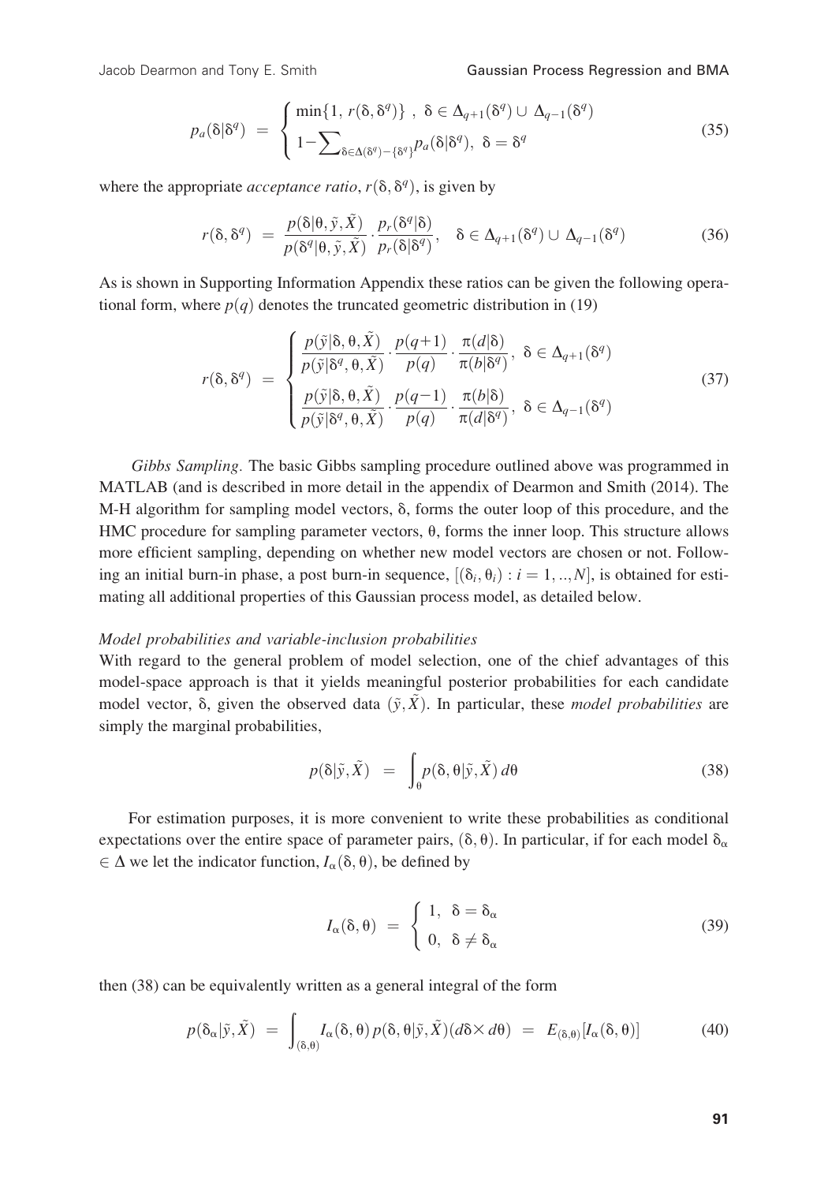$$p_a(\delta|\delta^q) = \begin{cases} \min\{1,\ r(\delta,\delta^q)\}\ ,\ \delta \in \Delta_{q+1}(\delta^q) \cup \Delta_{q-1}(\delta^q) \\ 1 - \sum_{\delta \in \Delta(\delta^q) - \{\delta^q\}} p_a(\delta|\delta^q),\ \delta = \delta^q \end{cases} \tag{35}$$

where the appropriate *acceptance ratio*, $r(\delta,\delta^q)$, is given by

$$r(\delta,\delta^q) = \frac{p(\delta|\theta,\tilde{y},\tilde{X})}{p(\delta^q|\theta,\tilde{y},\tilde{X})} \cdot \frac{p_r(\delta^q|\delta)}{p_r(\delta|\delta^q)}, \quad \delta \in \Delta_{q+1}(\delta^q) \cup \Delta_{q-1}(\delta^q) \tag{36}$$

As is shown in Supporting Information Appendix these ratios can be given the following operational form, where $p(q)$ denotes the truncated geometric distribution in (19)

$$r(\delta,\delta^q) = \begin{cases} \dfrac{p(\tilde{y}|\delta,\theta,\tilde{X})}{p(\tilde{y}|\delta^q,\theta,\tilde{X})} \cdot \dfrac{p(q+1)}{p(q)} \cdot \dfrac{\pi(d|\delta)}{\pi(b|\delta^q)},\ \delta \in \Delta_{q+1}(\delta^q) \\ \dfrac{p(\tilde{y}|\delta,\theta,\tilde{X})}{p(\tilde{y}|\delta^q,\theta,\tilde{X})} \cdot \dfrac{p(q-1)}{p(q)} \cdot \dfrac{\pi(b|\delta)}{\pi(d|\delta^q)},\ \delta \in \Delta_{q-1}(\delta^q) \end{cases} \tag{37}$$

*Gibbs Sampling.* The basic Gibbs sampling procedure outlined above was programmed in MATLAB (and is described in more detail in the appendix of Dearmon and Smith (2014). The M-H algorithm for sampling model vectors, $\delta$, forms the outer loop of this procedure, and the HMC procedure for sampling parameter vectors, $\theta$, forms the inner loop. This structure allows more efficient sampling, depending on whether new model vectors are chosen or not. Following an initial burn-in phase, a post burn-in sequence, $[(\delta_i,\theta_i) : i = 1,..,N]$, is obtained for estimating all additional properties of this Gaussian process model, as detailed below.

*Model probabilities and variable-inclusion probabilities*

With regard to the general problem of model selection, one of the chief advantages of this model-space approach is that it yields meaningful posterior probabilities for each candidate model vector, $\delta$, given the observed data $(\tilde{y},\tilde{X})$. In particular, these *model probabilities* are simply the marginal probabilities,

$$p(\delta|\tilde{y},\tilde{X}) = \int_\theta p(\delta,\theta|\tilde{y},\tilde{X})\,d\theta \tag{38}$$

For estimation purposes, it is more convenient to write these probabilities as conditional expectations over the entire space of parameter pairs, $(\delta,\theta)$. In particular, if for each model $\delta_\alpha \in \Delta$ we let the indicator function, $I_\alpha(\delta,\theta)$, be defined by

$$I_\alpha(\delta,\theta) = \begin{cases} 1,\ \ \delta = \delta_\alpha \\ 0,\ \ \delta \neq \delta_\alpha \end{cases} \tag{39}$$

then (38) can be equivalently written as a general integral of the form

$$p(\delta_\alpha|\tilde{y},\tilde{X}) = \int_{(\delta,\theta)} I_\alpha(\delta,\theta)\,p(\delta,\theta|\tilde{y},\tilde{X})(d\delta \times d\theta) = E_{(\delta,\theta)}[I_\alpha(\delta,\theta)] \tag{40}$$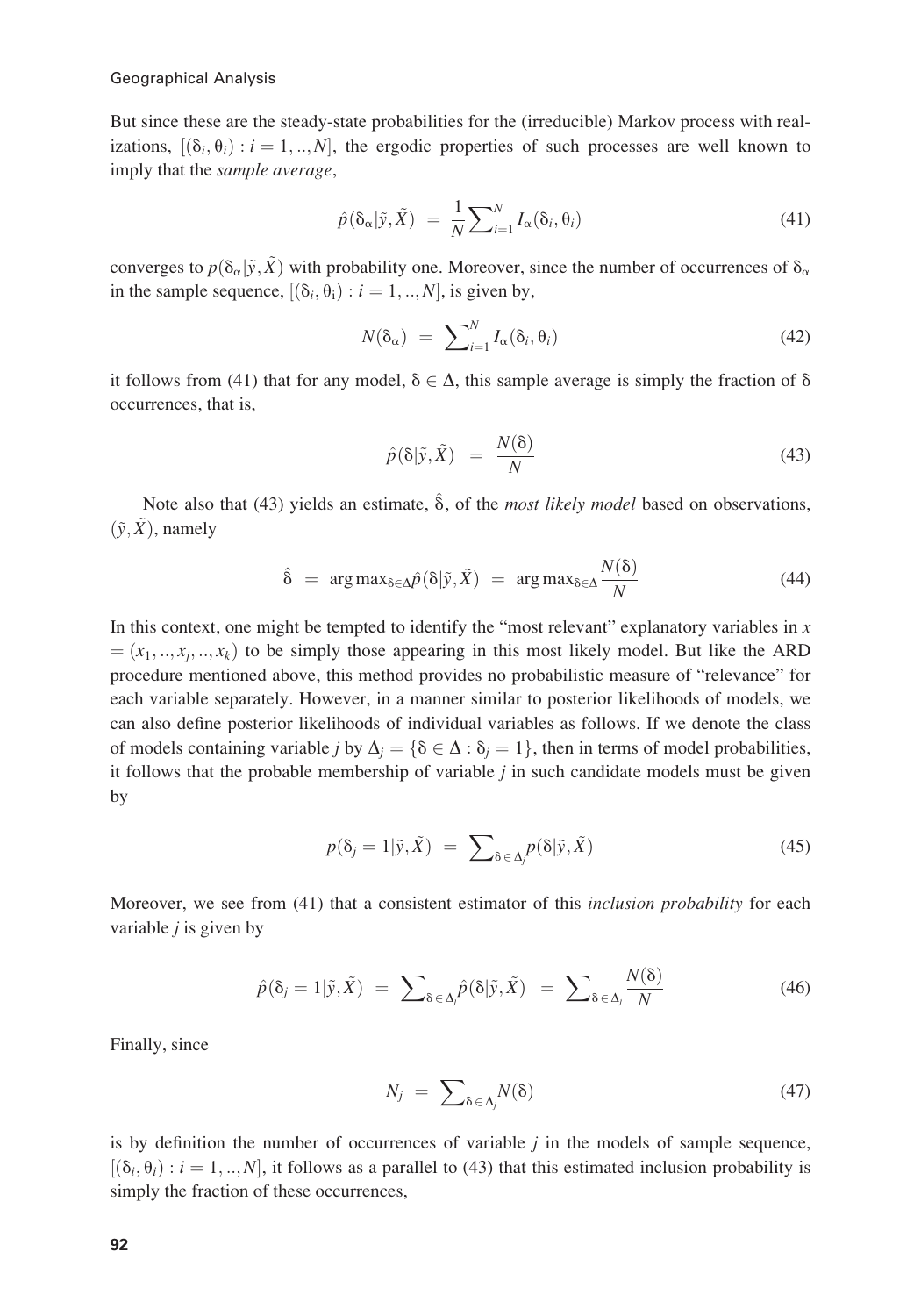But since these are the steady-state probabilities for the (irreducible) Markov process with realizations, $[(\delta_i, \theta_i) : i = 1, .., N]$, the ergodic properties of such processes are well known to imply that the *sample average*,

$$\hat{p}(\delta_\alpha|\tilde{y}, \tilde{X}) = \frac{1}{N}\sum_{i=1}^{N} I_\alpha(\delta_i, \theta_i) \tag{41}$$

converges to $p(\delta_\alpha|\tilde{y}, \tilde{X})$ with probability one. Moreover, since the number of occurrences of $\delta_\alpha$ in the sample sequence, $[(\delta_i, \theta_i) : i = 1, .., N]$, is given by,

$$N(\delta_\alpha) = \sum_{i=1}^{N} I_\alpha(\delta_i, \theta_i) \tag{42}$$

it follows from (41) that for any model, $\delta \in \Delta$, this sample average is simply the fraction of $\delta$ occurrences, that is,

$$\hat{p}(\delta|\tilde{y}, \tilde{X}) = \frac{N(\delta)}{N} \tag{43}$$

Note also that (43) yields an estimate, $\hat{\delta}$, of the *most likely model* based on observations, $(\tilde{y}, \tilde{X})$, namely

$$\hat{\delta} = \arg\max_{\delta \in \Delta} \hat{p}(\delta|\tilde{y}, \tilde{X}) = \arg\max_{\delta \in \Delta} \frac{N(\delta)}{N} \tag{44}$$

In this context, one might be tempted to identify the "most relevant" explanatory variables in $x = (x_1, .., x_j, .., x_k)$ to be simply those appearing in this most likely model. But like the ARD procedure mentioned above, this method provides no probabilistic measure of "relevance" for each variable separately. However, in a manner similar to posterior likelihoods of models, we can also define posterior likelihoods of individual variables as follows. If we denote the class of models containing variable $j$ by $\Delta_j = \{\delta \in \Delta : \delta_j = 1\}$, then in terms of model probabilities, it follows that the probable membership of variable $j$ in such candidate models must be given by

$$p(\delta_j = 1|\tilde{y}, \tilde{X}) = \sum_{\delta \in \Delta_j} p(\delta|\tilde{y}, \tilde{X}) \tag{45}$$

Moreover, we see from (41) that a consistent estimator of this *inclusion probability* for each variable $j$ is given by

$$\hat{p}(\delta_j = 1|\tilde{y}, \tilde{X}) = \sum_{\delta \in \Delta_j} \hat{p}(\delta|\tilde{y}, \tilde{X}) = \sum_{\delta \in \Delta_j} \frac{N(\delta)}{N} \tag{46}$$

Finally, since

$$N_j = \sum_{\delta \in \Delta_j} N(\delta) \tag{47}$$

is by definition the number of occurrences of variable $j$ in the models of sample sequence, $[(\delta_i, \theta_i) : i = 1, .., N]$, it follows as a parallel to (43) that this estimated inclusion probability is simply the fraction of these occurrences,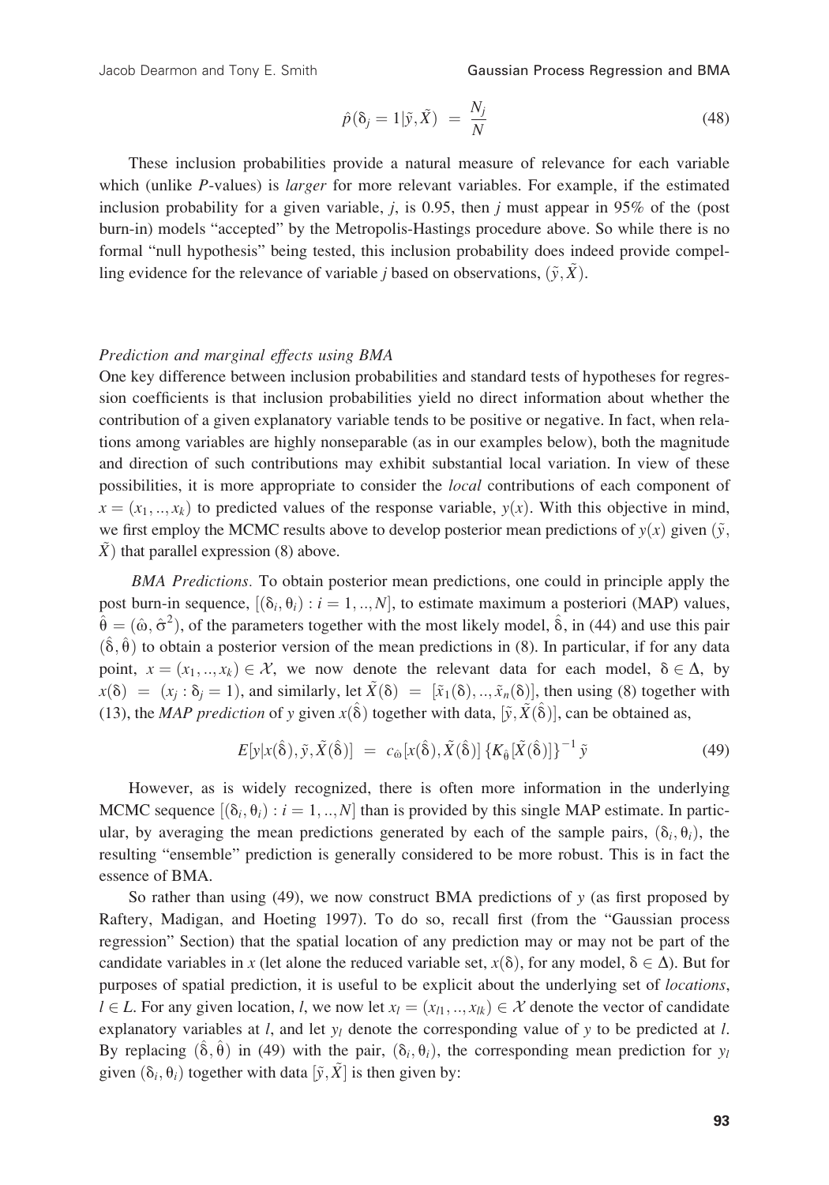$$\hat{p}(\delta_j = 1|\tilde{y}, \tilde{X}) = \frac{N_j}{N} \tag{48}$$

These inclusion probabilities provide a natural measure of relevance for each variable which (unlike *P*-values) is *larger* for more relevant variables. For example, if the estimated inclusion probability for a given variable, $j$, is 0.95, then $j$ must appear in 95% of the (post burn-in) models "accepted" by the Metropolis-Hastings procedure above. So while there is no formal "null hypothesis" being tested, this inclusion probability does indeed provide compelling evidence for the relevance of variable $j$ based on observations, $(\tilde{y}, \tilde{X})$.

*Prediction and marginal effects using BMA*

One key difference between inclusion probabilities and standard tests of hypotheses for regression coefficients is that inclusion probabilities yield no direct information about whether the contribution of a given explanatory variable tends to be positive or negative. In fact, when relations among variables are highly nonseparable (as in our examples below), both the magnitude and direction of such contributions may exhibit substantial local variation. In view of these possibilities, it is more appropriate to consider the *local* contributions of each component of $x = (x_1, .., x_k)$ to predicted values of the response variable, $y(x)$. With this objective in mind, we first employ the MCMC results above to develop posterior mean predictions of $y(x)$ given $(\tilde{y}, \tilde{X})$ that parallel expression (8) above.

*BMA Predictions.* To obtain posterior mean predictions, one could in principle apply the post burn-in sequence, $[(\delta_i, \theta_i) : i = 1, .., N]$, to estimate maximum a posteriori (MAP) values, $\hat{\theta} = (\hat{\omega}, \hat{\sigma}^2)$, of the parameters together with the most likely model, $\hat{\delta}$, in (44) and use this pair $(\hat{\delta}, \hat{\theta})$ to obtain a posterior version of the mean predictions in (8). In particular, if for any data point, $x = (x_1, .., x_k) \in \mathcal{X}$, we now denote the relevant data for each model, $\delta \in \Delta$, by $x(\delta) = (x_j : \delta_j = 1)$, and similarly, let $\tilde{X}(\delta) = [\tilde{x}_1(\delta), .., \tilde{x}_n(\delta)]$, then using (8) together with (13), the *MAP prediction* of $y$ given $x(\hat{\delta})$ together with data, $[\tilde{y}, \tilde{X}(\hat{\delta})]$, can be obtained as,

$$E[y|x(\hat{\delta}), \tilde{y}, \tilde{X}(\hat{\delta})] = c_{\hat{\omega}}[x(\hat{\delta}), \tilde{X}(\hat{\delta})] \{K_{\hat{\theta}}[\tilde{X}(\hat{\delta})]\}^{-1} \tilde{y} \tag{49}$$

However, as is widely recognized, there is often more information in the underlying MCMC sequence $[(\delta_i, \theta_i) : i = 1, .., N]$ than is provided by this single MAP estimate. In particular, by averaging the mean predictions generated by each of the sample pairs, $(\delta_i, \theta_i)$, the resulting "ensemble" prediction is generally considered to be more robust. This is in fact the essence of BMA.

So rather than using (49), we now construct BMA predictions of $y$ (as first proposed by Raftery, Madigan, and Hoeting 1997). To do so, recall first (from the "Gaussian process regression" Section) that the spatial location of any prediction may or may not be part of the candidate variables in $x$ (let alone the reduced variable set, $x(\delta)$, for any model, $\delta \in \Delta$). But for purposes of spatial prediction, it is useful to be explicit about the underlying set of *locations*, $l \in L$. For any given location, $l$, we now let $x_l = (x_{l1}, .., x_{lk}) \in \mathcal{X}$ denote the vector of candidate explanatory variables at $l$, and let $y_l$ denote the corresponding value of $y$ to be predicted at $l$. By replacing $(\hat{\delta}, \hat{\theta})$ in (49) with the pair, $(\delta_i, \theta_i)$, the corresponding mean prediction for $y_l$ given $(\delta_i, \theta_i)$ together with data $[\tilde{y}, \tilde{X}]$ is then given by: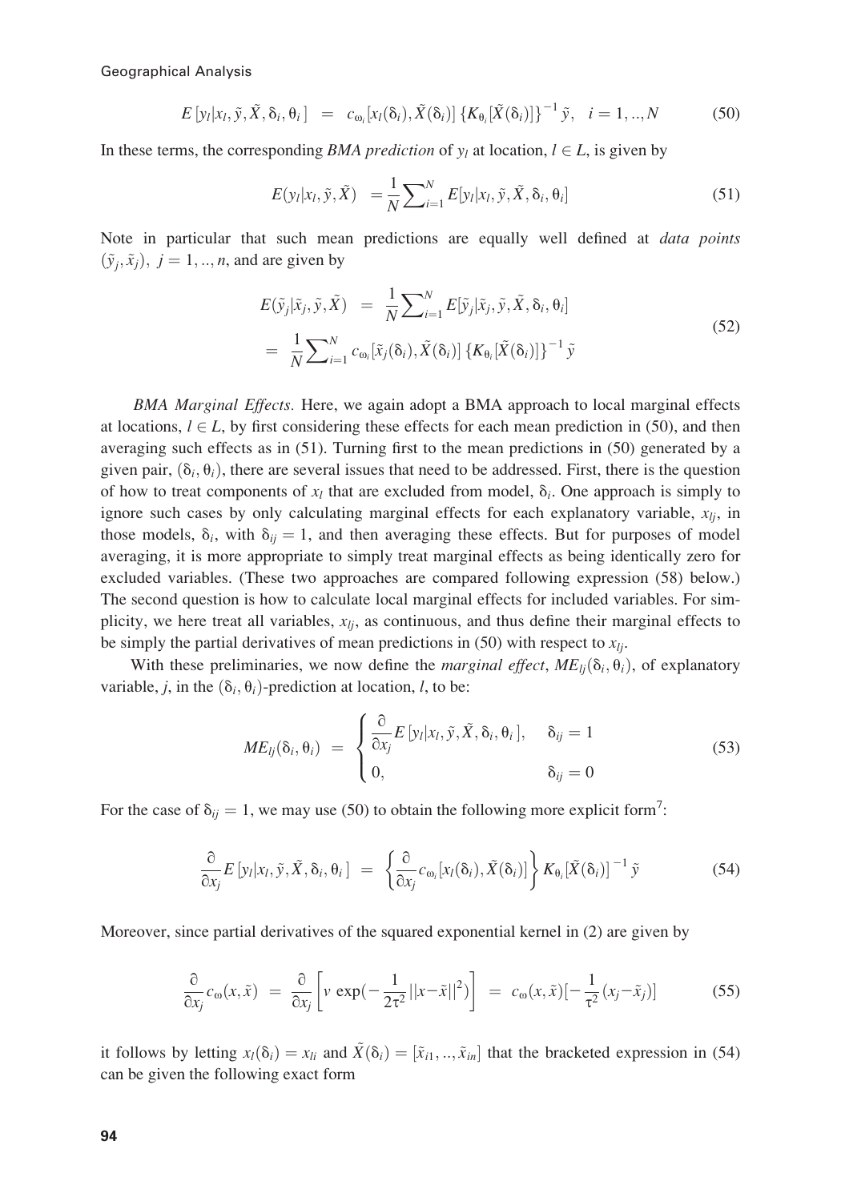$$E\left[y_l|x_l,\tilde{y},\tilde{X},\delta_i,\theta_i\right] \;=\; c_{\omega_i}[x_l(\delta_i),\tilde{X}(\delta_i)]\left\{K_{\theta_i}[\tilde{X}(\delta_i)]\right\}^{-1}\tilde{y}, \quad i=1,..,N \tag{50}$$

In these terms, the corresponding *BMA prediction* of $y_l$ at location, $l \in L$, is given by

$$E(y_l|x_l,\tilde{y},\tilde{X}) \;=\frac{1}{N}\sum\nolimits_{i=1}^{N}E[y_l|x_l,\tilde{y},\tilde{X},\delta_i,\theta_i] \tag{51}$$

Note in particular that such mean predictions are equally well defined at *data points* $(\tilde{y}_j,\tilde{x}_j),\ j=1,..,n$, and are given by

$$\begin{aligned} E(\tilde{y}_j|\tilde{x}_j,\tilde{y},\tilde{X}) \;&=\; \frac{1}{N}\sum\nolimits_{i=1}^{N}E[\tilde{y}_j|\tilde{x}_j,\tilde{y},\tilde{X},\delta_i,\theta_i] \\ &=\; \frac{1}{N}\sum\nolimits_{i=1}^{N}c_{\omega_i}[\tilde{x}_j(\delta_i),\tilde{X}(\delta_i)]\left\{K_{\theta_i}[\tilde{X}(\delta_i)]\right\}^{-1}\tilde{y} \end{aligned} \tag{52}$$

*BMA Marginal Effects.* Here, we again adopt a BMA approach to local marginal effects at locations, $l \in L$, by first considering these effects for each mean prediction in (50), and then averaging such effects as in (51). Turning first to the mean predictions in (50) generated by a given pair, $(\delta_i,\theta_i)$, there are several issues that need to be addressed. First, there is the question of how to treat components of $x_l$ that are excluded from model, $\delta_i$. One approach is simply to ignore such cases by only calculating marginal effects for each explanatory variable, $x_{lj}$, in those models, $\delta_i$, with $\delta_{ij}=1$, and then averaging these effects. But for purposes of model averaging, it is more appropriate to simply treat marginal effects as being identically zero for excluded variables. (These two approaches are compared following expression (58) below.) The second question is how to calculate local marginal effects for included variables. For simplicity, we here treat all variables, $x_{lj}$, as continuous, and thus define their marginal effects to be simply the partial derivatives of mean predictions in (50) with respect to $x_{lj}$.

With these preliminaries, we now define the *marginal effect*, $ME_{lj}(\delta_i,\theta_i)$, of explanatory variable, $j$, in the $(\delta_i,\theta_i)$-prediction at location, $l$, to be:

$$ME_{lj}(\delta_i,\theta_i) \;=\; \begin{cases} \dfrac{\partial}{\partial x_j}E\left[y_l|x_l,\tilde{y},\tilde{X},\delta_i,\theta_i\right], & \delta_{ij}=1 \\ 0, & \delta_{ij}=0 \end{cases} \tag{53}$$

For the case of $\delta_{ij}=1$, we may use (50) to obtain the following more explicit form[7]:

$$\frac{\partial}{\partial x_j}E\left[y_l|x_l,\tilde{y},\tilde{X},\delta_i,\theta_i\right] \;=\; \left\{\frac{\partial}{\partial x_j}c_{\omega_i}[x_l(\delta_i),\tilde{X}(\delta_i)]\right\}K_{\theta_i}[\tilde{X}(\delta_i)]^{-1}\tilde{y} \tag{54}$$

Moreover, since partial derivatives of the squared exponential kernel in (2) are given by

$$\frac{\partial}{\partial x_j}c_{\omega}(x,\tilde{x}) \;=\; \frac{\partial}{\partial x_j}\left[v\,\exp(-\frac{1}{2\tau^2}||x-\tilde{x}||^2)\right] \;=\; c_{\omega}(x,\tilde{x})[-\frac{1}{\tau^2}(x_j-\tilde{x}_j)] \tag{55}$$

it follows by letting $x_l(\delta_i)=x_{li}$ and $\tilde{X}(\delta_i)=[\tilde{x}_{i1},..,\tilde{x}_{in}]$ that the bracketed expression in (54) can be given the following exact form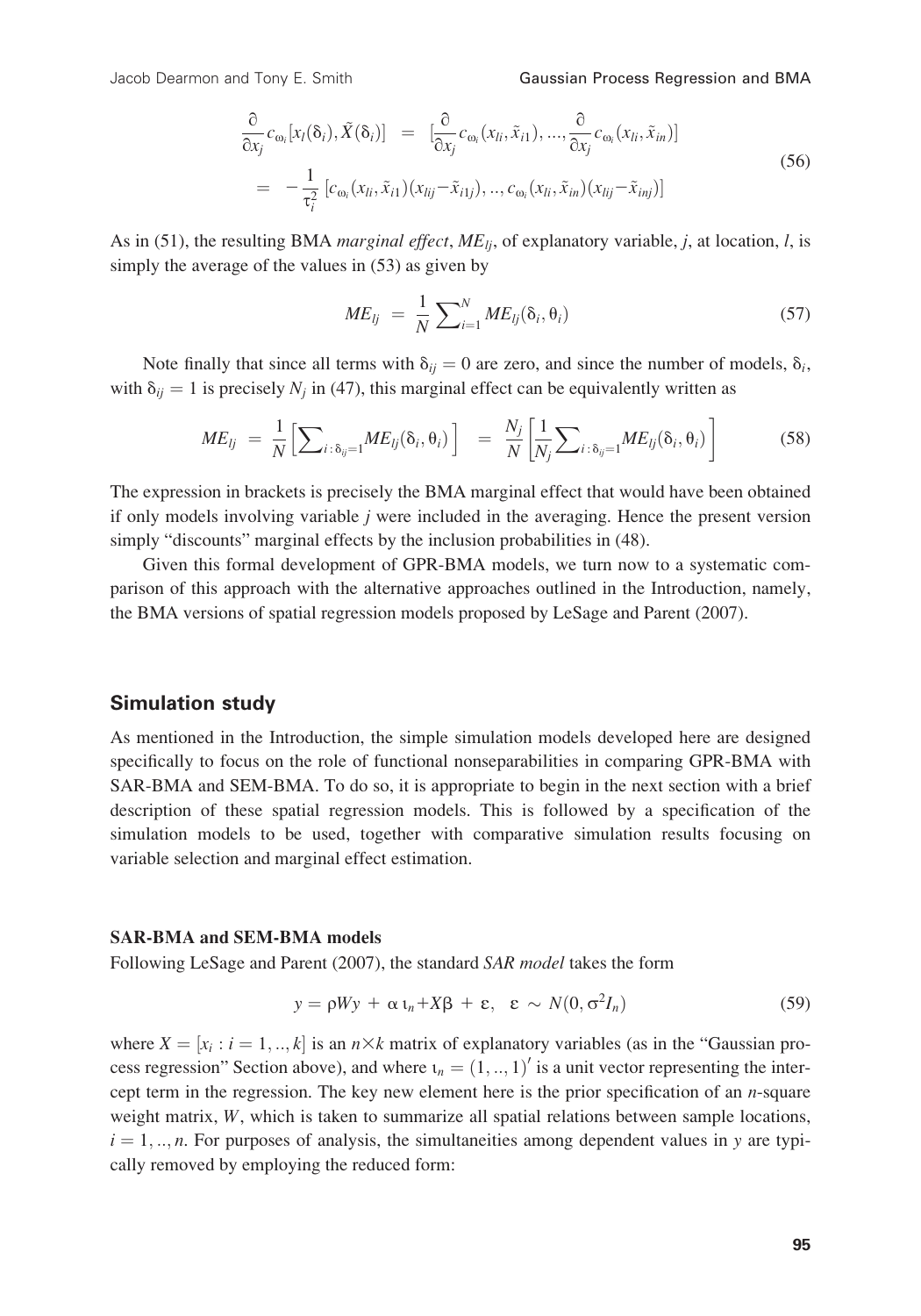$$\begin{aligned}\frac{\partial}{\partial x_j} c_{\omega_i}[x_l(\delta_i), \tilde{X}(\delta_i)] &= [\frac{\partial}{\partial x_j} c_{\omega_i}(x_{li}, \tilde{x}_{i1}), ..., \frac{\partial}{\partial x_j} c_{\omega_i}(x_{li}, \tilde{x}_{in})] \\ &= -\frac{1}{\tau_i^2} [c_{\omega_i}(x_{li}, \tilde{x}_{i1})(x_{lij} - \tilde{x}_{i1j}), .., c_{\omega_i}(x_{li}, \tilde{x}_{in})(x_{lij} - \tilde{x}_{inj})]\end{aligned} \tag{56}$$

As in (51), the resulting BMA *marginal effect*, $ME_{lj}$, of explanatory variable, $j$, at location, $l$, is simply the average of the values in (53) as given by

$$ME_{lj} = \frac{1}{N} \sum\nolimits_{i=1}^{N} ME_{lj}(\delta_i, \theta_i) \tag{57}$$

Note finally that since all terms with $\delta_{ij} = 0$ are zero, and since the number of models, $\delta_i$, with $\delta_{ij} = 1$ is precisely $N_j$ in (47), this marginal effect can be equivalently written as

$$ME_{lj} = \frac{1}{N} \left[ \sum\nolimits_{i:\delta_{ij}=1} ME_{lj}(\delta_i, \theta_i) \right] = \frac{N_j}{N} \left[ \frac{1}{N_j} \sum\nolimits_{i:\delta_{ij}=1} ME_{lj}(\delta_i, \theta_i) \right] \tag{58}$$

The expression in brackets is precisely the BMA marginal effect that would have been obtained if only models involving variable $j$ were included in the averaging. Hence the present version simply "discounts" marginal effects by the inclusion probabilities in (48).

Given this formal development of GPR-BMA models, we turn now to a systematic comparison of this approach with the alternative approaches outlined in the Introduction, namely, the BMA versions of spatial regression models proposed by LeSage and Parent (2007).

## Simulation study

As mentioned in the Introduction, the simple simulation models developed here are designed specifically to focus on the role of functional nonseparabilities in comparing GPR-BMA with SAR-BMA and SEM-BMA. To do so, it is appropriate to begin in the next section with a brief description of these spatial regression models. This is followed by a specification of the simulation models to be used, together with comparative simulation results focusing on variable selection and marginal effect estimation.

### SAR-BMA and SEM-BMA models

Following LeSage and Parent (2007), the standard *SAR model* takes the form

$$y = \rho W y + \alpha \iota_n + X\beta + \varepsilon, \quad \varepsilon \sim N(0, \sigma^2 I_n) \tag{59}$$

where $X = [x_i : i = 1, .., k]$ is an $n \times k$ matrix of explanatory variables (as in the "Gaussian process regression" Section above), and where $\iota_n = (1, .., 1)'$ is a unit vector representing the intercept term in the regression. The key new element here is the prior specification of an $n$-square weight matrix, $W$, which is taken to summarize all spatial relations between sample locations, $i = 1, .., n$. For purposes of analysis, the simultaneities among dependent values in $y$ are typically removed by employing the reduced form: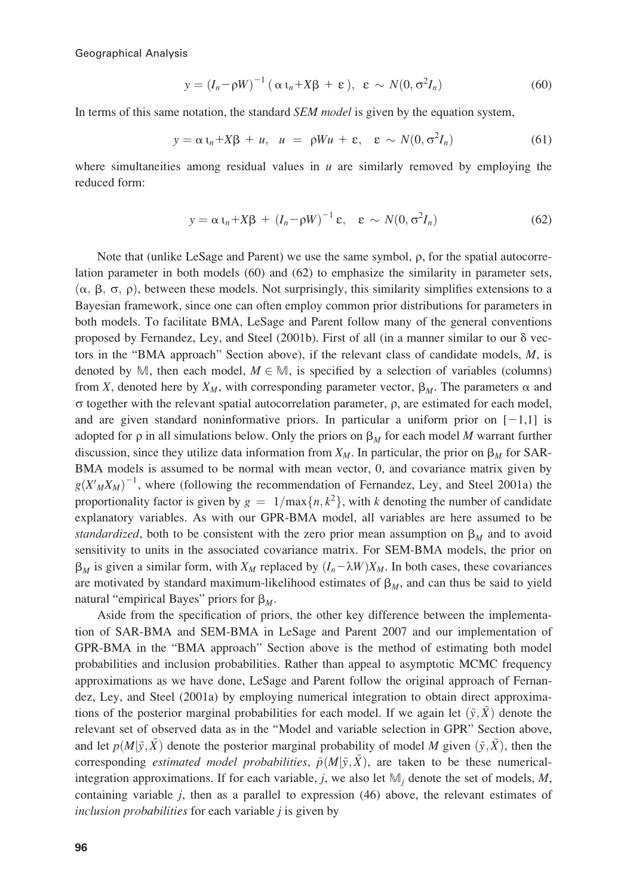$$y = (I_n - \rho W)^{-1} ( \alpha \iota_n + X\beta + \varepsilon ), \;\; \varepsilon \sim N(0, \sigma^2 I_n) \tag{60}$$

In terms of this same notation, the standard *SEM model* is given by the equation system,

$$y = \alpha \iota_n + X\beta + u, \;\; u = \rho W u + \varepsilon, \;\; \varepsilon \sim N(0, \sigma^2 I_n) \tag{61}$$

where simultaneities among residual values in $u$ are similarly removed by employing the reduced form:

$$y = \alpha \iota_n + X\beta + (I_n - \rho W)^{-1} \varepsilon, \;\; \varepsilon \sim N(0, \sigma^2 I_n) \tag{62}$$

Note that (unlike LeSage and Parent) we use the same symbol, $\rho$, for the spatial autocorrelation parameter in both models (60) and (62) to emphasize the similarity in parameter sets, $(\alpha, \beta, \sigma, \rho)$, between these models. Not surprisingly, this similarity simplifies extensions to a Bayesian framework, since one can often employ common prior distributions for parameters in both models. To facilitate BMA, LeSage and Parent follow many of the general conventions proposed by Fernandez, Ley, and Steel (2001b). First of all (in a manner similar to our $\delta$ vectors in the "BMA approach" Section above), if the relevant class of candidate models, $M$, is denoted by $\mathbb{M}$, then each model, $M \in \mathbb{M}$, is specified by a selection of variables (columns) from $X$, denoted here by $X_M$, with corresponding parameter vector, $\beta_M$. The parameters $\alpha$ and $\sigma$ together with the relevant spatial autocorrelation parameter, $\rho$, are estimated for each model, and are given standard noninformative priors. In particular a uniform prior on $[-1,1]$ is adopted for $\rho$ in all simulations below. Only the priors on $\beta_M$ for each model $M$ warrant further discussion, since they utilize data information from $X_M$. In particular, the prior on $\beta_M$ for SAR-BMA models is assumed to be normal with mean vector, 0, and covariance matrix given by $g(X'_M X_M)^{-1}$, where (following the recommendation of Fernandez, Ley, and Steel 2001a) the proportionality factor is given by $g = 1/\max\{n, k^2\}$, with $k$ denoting the number of candidate explanatory variables. As with our GPR-BMA model, all variables are here assumed to be *standardized*, both to be consistent with the zero prior mean assumption on $\beta_M$ and to avoid sensitivity to units in the associated covariance matrix. For SEM-BMA models, the prior on $\beta_M$ is given a similar form, with $X_M$ replaced by $(I_n - \lambda W)X_M$. In both cases, these covariances are motivated by standard maximum-likelihood estimates of $\beta_M$, and can thus be said to yield natural "empirical Bayes" priors for $\beta_M$.

Aside from the specification of priors, the other key difference between the implementation of SAR-BMA and SEM-BMA in LeSage and Parent 2007 and our implementation of GPR-BMA in the "BMA approach" Section above is the method of estimating both model probabilities and inclusion probabilities. Rather than appeal to asymptotic MCMC frequency approximations as we have done, LeSage and Parent follow the original approach of Fernandez, Ley, and Steel (2001a) by employing numerical integration to obtain direct approximations of the posterior marginal probabilities for each model. If we again let $(\tilde{y}, \tilde{X})$ denote the relevant set of observed data as in the "Model and variable selection in GPR" Section above, and let $p(M|\tilde{y}, \tilde{X})$ denote the posterior marginal probability of model $M$ given $(\tilde{y}, \tilde{X})$, then the corresponding *estimated model probabilities*, $\hat{p}(M|\tilde{y}, \tilde{X})$, are taken to be these numerical-integration approximations. If for each variable, $j$, we also let $\mathbb{M}_j$ denote the set of models, $M$, containing variable $j$, then as a parallel to expression (46) above, the relevant estimates of *inclusion probabilities* for each variable $j$ is given by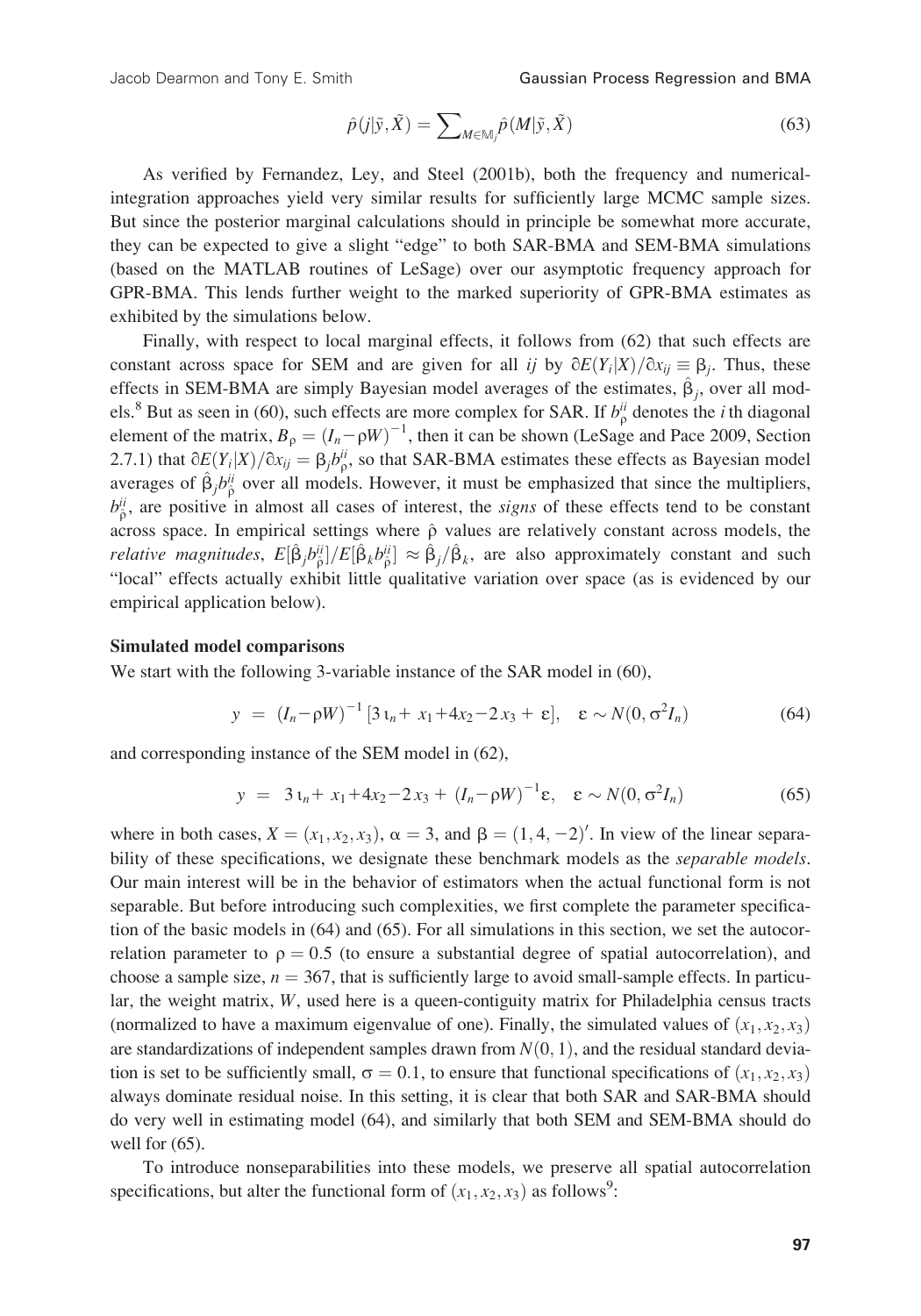$$\hat{p}(j|\tilde{y},\tilde{X}) = \sum_{M\in\mathbb{M}_j}\hat{p}(M|\tilde{y},\tilde{X}) \tag{63}$$

As verified by Fernandez, Ley, and Steel (2001b), both the frequency and numerical-integration approaches yield very similar results for sufficiently large MCMC sample sizes. But since the posterior marginal calculations should in principle be somewhat more accurate, they can be expected to give a slight "edge" to both SAR-BMA and SEM-BMA simulations (based on the MATLAB routines of LeSage) over our asymptotic frequency approach for GPR-BMA. This lends further weight to the marked superiority of GPR-BMA estimates as exhibited by the simulations below.

Finally, with respect to local marginal effects, it follows from (62) that such effects are constant across space for SEM and are given for all $ij$ by $\partial E(Y_i|X)/\partial x_{ij} \equiv \beta_j$. Thus, these effects in SEM-BMA are simply Bayesian model averages of the estimates, $\hat{\beta}_j$, over all models.[8] But as seen in (60), such effects are more complex for SAR. If $b_\rho^{ii}$ denotes the $i$ th diagonal element of the matrix, $B_\rho = (I_n - \rho W)^{-1}$, then it can be shown (LeSage and Pace 2009, Section 2.7.1) that $\partial E(Y_i|X)/\partial x_{ij} = \beta_j b_\rho^{ii}$, so that SAR-BMA estimates these effects as Bayesian model averages of $\hat{\beta}_j b_{\hat{\rho}}^{ii}$ over all models. However, it must be emphasized that since the multipliers, $b_{\hat{\rho}}^{ii}$, are positive in almost all cases of interest, the *signs* of these effects tend to be constant across space. In empirical settings where $\hat{\rho}$ values are relatively constant across models, the *relative magnitudes*, $E[\hat{\beta}_j b_{\hat{\rho}}^{ii}]/E[\hat{\beta}_k b_{\hat{\rho}}^{ii}] \approx \hat{\beta}_j/\hat{\beta}_k$, are also approximately constant and such "local" effects actually exhibit little qualitative variation over space (as is evidenced by our empirical application below).

**Simulated model comparisons**

We start with the following 3-variable instance of the SAR model in (60),

$$y \;=\; (I_n - \rho W)^{-1}\,[3\,\iota_n + \,x_1 + 4x_2 - 2\,x_3 + \,\varepsilon], \quad \varepsilon \sim N(0, \sigma^2 I_n) \tag{64}$$

and corresponding instance of the SEM model in (62),

$$y \;=\; 3\,\iota_n + \,x_1 + 4x_2 - 2\,x_3 + \,(I_n - \rho W)^{-1}\varepsilon, \quad \varepsilon \sim N(0, \sigma^2 I_n) \tag{65}$$

where in both cases, $X = (x_1, x_2, x_3)$, $\alpha = 3$, and $\beta = (1, 4, -2)'$. In view of the linear separability of these specifications, we designate these benchmark models as the *separable models*. Our main interest will be in the behavior of estimators when the actual functional form is not separable. But before introducing such complexities, we first complete the parameter specification of the basic models in (64) and (65). For all simulations in this section, we set the autocorrelation parameter to $\rho = 0.5$ (to ensure a substantial degree of spatial autocorrelation), and choose a sample size, $n = 367$, that is sufficiently large to avoid small-sample effects. In particular, the weight matrix, $W$, used here is a queen-contiguity matrix for Philadelphia census tracts (normalized to have a maximum eigenvalue of one). Finally, the simulated values of $(x_1, x_2, x_3)$ are standardizations of independent samples drawn from $N(0, 1)$, and the residual standard deviation is set to be sufficiently small, $\sigma = 0.1$, to ensure that functional specifications of $(x_1, x_2, x_3)$ always dominate residual noise. In this setting, it is clear that both SAR and SAR-BMA should do very well in estimating model (64), and similarly that both SEM and SEM-BMA should do well for (65).

To introduce nonseparabilities into these models, we preserve all spatial autocorrelation specifications, but alter the functional form of $(x_1, x_2, x_3)$ as follows[9]: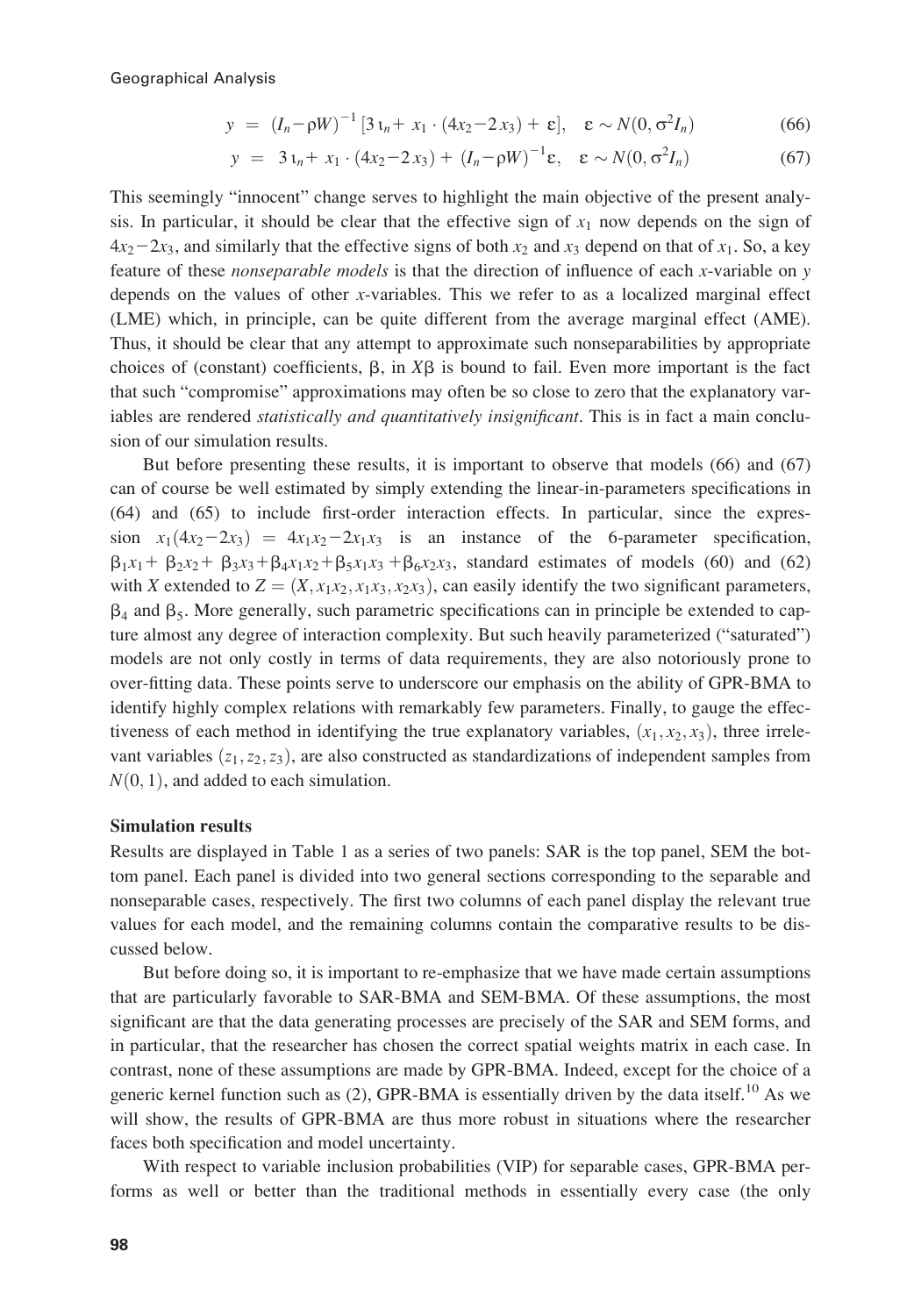$$y = (I_n - \rho W)^{-1} [3\,\iota_n + x_1 \cdot (4x_2 - 2x_3) + \varepsilon], \quad \varepsilon \sim N(0, \sigma^2 I_n) \tag{66}$$

$$y = 3\,\iota_n + x_1 \cdot (4x_2 - 2x_3) + (I_n - \rho W)^{-1}\varepsilon, \quad \varepsilon \sim N(0, \sigma^2 I_n) \tag{67}$$

This seemingly "innocent" change serves to highlight the main objective of the present analysis. In particular, it should be clear that the effective sign of $x_1$ now depends on the sign of $4x_2 - 2x_3$, and similarly that the effective signs of both $x_2$ and $x_3$ depend on that of $x_1$. So, a key feature of these *nonseparable models* is that the direction of influence of each $x$-variable on $y$ depends on the values of other $x$-variables. This we refer to as a localized marginal effect (LME) which, in principle, can be quite different from the average marginal effect (AME). Thus, it should be clear that any attempt to approximate such nonseparabilities by appropriate choices of (constant) coefficients, $\beta$, in $X\beta$ is bound to fail. Even more important is the fact that such "compromise" approximations may often be so close to zero that the explanatory variables are rendered *statistically and quantitatively insignificant*. This is in fact a main conclusion of our simulation results.

But before presenting these results, it is important to observe that models (66) and (67) can of course be well estimated by simply extending the linear-in-parameters specifications in (64) and (65) to include first-order interaction effects. In particular, since the expression $x_1(4x_2 - 2x_3) = 4x_1x_2 - 2x_1x_3$ is an instance of the 6-parameter specification, $\beta_1 x_1 + \beta_2 x_2 + \beta_3 x_3 + \beta_4 x_1 x_2 + \beta_5 x_1 x_3 + \beta_6 x_2 x_3$, standard estimates of models (60) and (62) with $X$ extended to $Z = (X, x_1x_2, x_1x_3, x_2x_3)$, can easily identify the two significant parameters, $\beta_4$ and $\beta_5$. More generally, such parametric specifications can in principle be extended to capture almost any degree of interaction complexity. But such heavily parameterized ("saturated") models are not only costly in terms of data requirements, they are also notoriously prone to over-fitting data. These points serve to underscore our emphasis on the ability of GPR-BMA to identify highly complex relations with remarkably few parameters. Finally, to gauge the effectiveness of each method in identifying the true explanatory variables, $(x_1, x_2, x_3)$, three irrelevant variables $(z_1, z_2, z_3)$, are also constructed as standardizations of independent samples from $N(0, 1)$, and added to each simulation.

**Simulation results**

Results are displayed in Table 1 as a series of two panels: SAR is the top panel, SEM the bottom panel. Each panel is divided into two general sections corresponding to the separable and nonseparable cases, respectively. The first two columns of each panel display the relevant true values for each model, and the remaining columns contain the comparative results to be discussed below.

But before doing so, it is important to re-emphasize that we have made certain assumptions that are particularly favorable to SAR-BMA and SEM-BMA. Of these assumptions, the most significant are that the data generating processes are precisely of the SAR and SEM forms, and in particular, that the researcher has chosen the correct spatial weights matrix in each case. In contrast, none of these assumptions are made by GPR-BMA. Indeed, except for the choice of a generic kernel function such as (2), GPR-BMA is essentially driven by the data itself.[10] As we will show, the results of GPR-BMA are thus more robust in situations where the researcher faces both specification and model uncertainty.

With respect to variable inclusion probabilities (VIP) for separable cases, GPR-BMA performs as well or better than the traditional methods in essentially every case (the only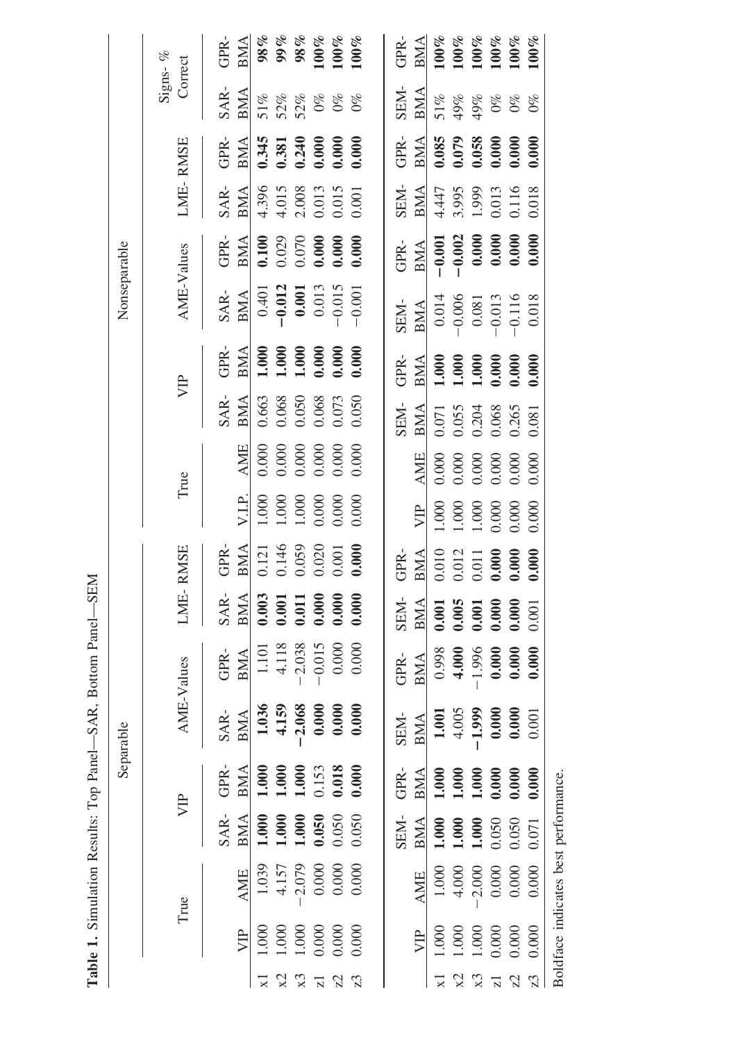**Table 1.** Simulation Results: Top Panel—SAR, Bottom Panel—SEM

| | Separable | | | | | | | | Nonseparable | | | | | | | | | | |
|---|---|---|---|---|---|---|---|---|---|---|---|---|---|---|---|---|---|---|---|
| | True | | VIP | | AME-Values | | LME- RMSE | | True | | VIP | | AME-Values | | LME- RMSE | | Signs- % Correct | |
| | VIP | AME | SAR-BMA | GPR-BMA | SAR-BMA | GPR-BMA | SAR-BMA | GPR-BMA | V.I.P. | AME | SAR-BMA | GPR-BMA | SAR-BMA | GPR-BMA | SAR-BMA | GPR-BMA | SAR-BMA | GPR-BMA |
| x1 | 1.000 | 1.039 | **1.000** | **1.000** | **1.036** | 1.101 | **0.003** | 0.121 | 1.000 | 0.000 | 0.663 | **1.000** | 0.401 | **0.100** | 4.396 | **0.345** | 51% | **98%** |
| x2 | 1.000 | 4.157 | **1.000** | **1.000** | **4.159** | 4.118 | **0.001** | 0.146 | 1.000 | 0.000 | 0.068 | **1.000** | **−0.012** | 0.029 | 4.015 | **0.381** | 52% | **99%** |
| x3 | 1.000 | −2.079 | **1.000** | **1.000** | **−2.068** | −2.038 | **0.011** | 0.059 | 1.000 | 0.000 | 0.050 | **1.000** | **0.001** | 0.070 | 2.008 | **0.240** | 52% | **98%** |
| z1 | 0.000 | 0.000 | **0.050** | 0.153 | **0.000** | −0.015 | **0.000** | 0.020 | 0.000 | 0.000 | 0.068 | **0.000** | 0.013 | **0.000** | 0.013 | **0.000** | 0% | **100%** |
| z2 | 0.000 | 0.000 | 0.050 | **0.018** | **0.000** | 0.000 | **0.000** | 0.001 | 0.000 | 0.000 | 0.073 | **0.000** | −0.015 | **0.000** | 0.015 | **0.000** | 0% | **100%** |
| z3 | 0.000 | 0.000 | 0.050 | **0.000** | **0.000** | 0.000 | **0.000** | **0.000** | 0.000 | 0.000 | 0.050 | **0.000** | −0.001 | **0.000** | 0.001 | **0.000** | 0% | **100%** |
| | VIP | AME | SEM-BMA | GPR-BMA | SEM-BMA | GPR-BMA | SEM-BMA | GPR-BMA | VIP | AME | SEM-BMA | GPR-BMA | SEM-BMA | GPR-BMA | SEM-BMA | GPR-BMA | SEM-BMA | GPR-BMA |
| x1 | 1.000 | 1.000 | **1.000** | **1.000** | **1.001** | 0.998 | **0.001** | 0.010 | 1.000 | 0.000 | 0.071 | **1.000** | 0.014 | **−0.001** | 4.447 | **0.085** | 51% | **100%** |
| x2 | 1.000 | 4.000 | **1.000** | **1.000** | 4.005 | **4.000** | **0.005** | 0.012 | 1.000 | 0.000 | 0.055 | **1.000** | −0.006 | **−0.002** | 3.995 | **0.079** | 49% | **100%** |
| x3 | 1.000 | −2.000 | **1.000** | **1.000** | **−1.999** | −1.996 | **0.001** | 0.011 | 1.000 | 0.000 | 0.204 | **1.000** | 0.081 | **0.000** | 1.999 | **0.058** | 49% | **100%** |
| z1 | 0.000 | 0.000 | 0.050 | **0.000** | **0.000** | **0.000** | **0.000** | **0.000** | 0.000 | 0.000 | 0.068 | **0.000** | −0.013 | **0.000** | 0.013 | **0.000** | 0% | **100%** |
| z2 | 0.000 | 0.000 | 0.050 | **0.000** | **0.000** | **0.000** | **0.000** | **0.000** | 0.000 | 0.000 | 0.265 | **0.000** | −0.116 | **0.000** | 0.116 | **0.000** | 0% | **100%** |
| z3 | 0.000 | 0.000 | 0.071 | **0.000** | 0.001 | **0.000** | 0.001 | **0.000** | 0.000 | 0.000 | 0.081 | **0.000** | 0.018 | **0.000** | 0.018 | **0.000** | 0% | **100%** |

Boldface indicates best performance.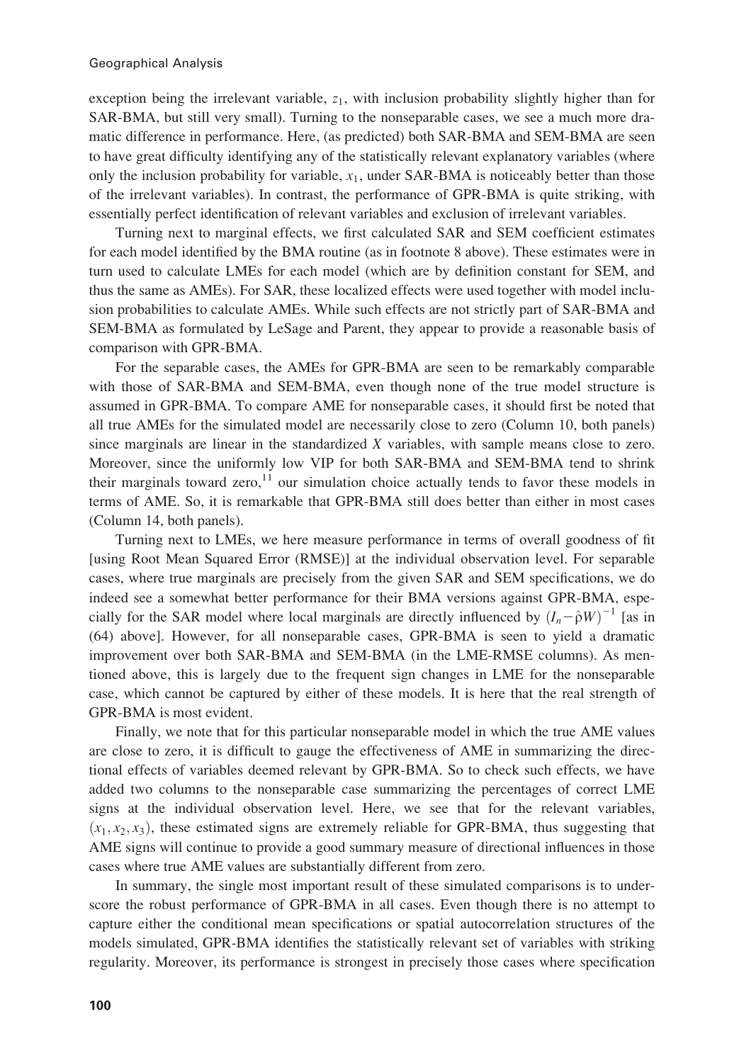exception being the irrelevant variable, $z_1$, with inclusion probability slightly higher than for SAR-BMA, but still very small). Turning to the nonseparable cases, we see a much more dramatic difference in performance. Here, (as predicted) both SAR-BMA and SEM-BMA are seen to have great difficulty identifying any of the statistically relevant explanatory variables (where only the inclusion probability for variable, $x_1$, under SAR-BMA is noticeably better than those of the irrelevant variables). In contrast, the performance of GPR-BMA is quite striking, with essentially perfect identification of relevant variables and exclusion of irrelevant variables.

Turning next to marginal effects, we first calculated SAR and SEM coefficient estimates for each model identified by the BMA routine (as in footnote 8 above). These estimates were in turn used to calculate LMEs for each model (which are by definition constant for SEM, and thus the same as AMEs). For SAR, these localized effects were used together with model inclusion probabilities to calculate AMEs. While such effects are not strictly part of SAR-BMA and SEM-BMA as formulated by LeSage and Parent, they appear to provide a reasonable basis of comparison with GPR-BMA.

For the separable cases, the AMEs for GPR-BMA are seen to be remarkably comparable with those of SAR-BMA and SEM-BMA, even though none of the true model structure is assumed in GPR-BMA. To compare AME for nonseparable cases, it should first be noted that all true AMEs for the simulated model are necessarily close to zero (Column 10, both panels) since marginals are linear in the standardized $X$ variables, with sample means close to zero. Moreover, since the uniformly low VIP for both SAR-BMA and SEM-BMA tend to shrink their marginals toward zero,[11] our simulation choice actually tends to favor these models in terms of AME. So, it is remarkable that GPR-BMA still does better than either in most cases (Column 14, both panels).

Turning next to LMEs, we here measure performance in terms of overall goodness of fit [using Root Mean Squared Error (RMSE)] at the individual observation level. For separable cases, where true marginals are precisely from the given SAR and SEM specifications, we do indeed see a somewhat better performance for their BMA versions against GPR-BMA, especially for the SAR model where local marginals are directly influenced by $(I_n - \hat{\rho}W)^{-1}$ [as in (64) above]. However, for all nonseparable cases, GPR-BMA is seen to yield a dramatic improvement over both SAR-BMA and SEM-BMA (in the LME-RMSE columns). As mentioned above, this is largely due to the frequent sign changes in LME for the nonseparable case, which cannot be captured by either of these models. It is here that the real strength of GPR-BMA is most evident.

Finally, we note that for this particular nonseparable model in which the true AME values are close to zero, it is difficult to gauge the effectiveness of AME in summarizing the directional effects of variables deemed relevant by GPR-BMA. So to check such effects, we have added two columns to the nonseparable case summarizing the percentages of correct LME signs at the individual observation level. Here, we see that for the relevant variables, $(x_1, x_2, x_3)$, these estimated signs are extremely reliable for GPR-BMA, thus suggesting that AME signs will continue to provide a good summary measure of directional influences in those cases where true AME values are substantially different from zero.

In summary, the single most important result of these simulated comparisons is to underscore the robust performance of GPR-BMA in all cases. Even though there is no attempt to capture either the conditional mean specifications or spatial autocorrelation structures of the models simulated, GPR-BMA identifies the statistically relevant set of variables with striking regularity. Moreover, its performance is strongest in precisely those cases where specification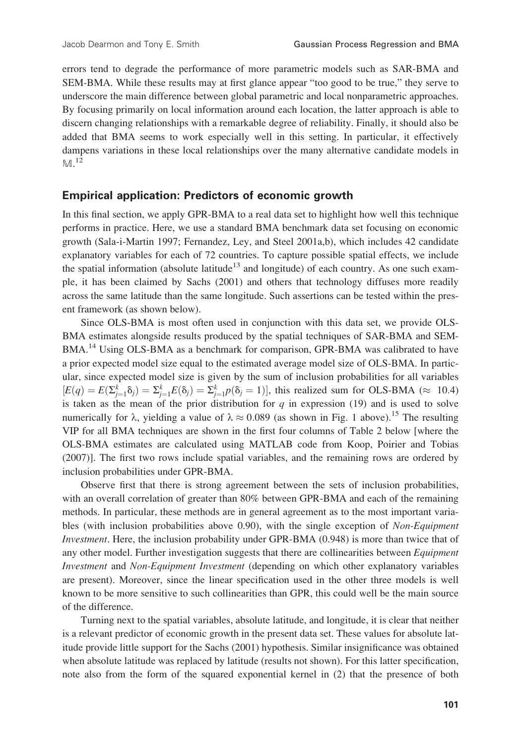errors tend to degrade the performance of more parametric models such as SAR-BMA and SEM-BMA. While these results may at first glance appear "too good to be true," they serve to underscore the main difference between global parametric and local nonparametric approaches. By focusing primarily on local information around each location, the latter approach is able to discern changing relationships with a remarkable degree of reliability. Finally, it should also be added that BMA seems to work especially well in this setting. In particular, it effectively dampens variations in these local relationships over the many alternative candidate models in $\mathbb{M}$.[12]

## Empirical application: Predictors of economic growth

In this final section, we apply GPR-BMA to a real data set to highlight how well this technique performs in practice. Here, we use a standard BMA benchmark data set focusing on economic growth (Sala-i-Martin 1997; Fernandez, Ley, and Steel 2001a,b), which includes 42 candidate explanatory variables for each of 72 countries. To capture possible spatial effects, we include the spatial information (absolute latitude[13] and longitude) of each country. As one such example, it has been claimed by Sachs (2001) and others that technology diffuses more readily across the same latitude than the same longitude. Such assertions can be tested within the present framework (as shown below).

Since OLS-BMA is most often used in conjunction with this data set, we provide OLS-BMA estimates alongside results produced by the spatial techniques of SAR-BMA and SEM-BMA.[14] Using OLS-BMA as a benchmark for comparison, GPR-BMA was calibrated to have a prior expected model size equal to the estimated average model size of OLS-BMA. In particular, since expected model size is given by the sum of inclusion probabilities for all variables $[E(q) = E(\Sigma_{j=1}^{k}\delta_j) = \Sigma_{j=1}^{k}E(\delta_j) = \Sigma_{j=1}^{k}p(\delta_j = 1)]$, this realized sum for OLS-BMA ($\approx$ 10.4) is taken as the mean of the prior distribution for $q$ in expression (19) and is used to solve numerically for $\lambda$, yielding a value of $\lambda \approx 0.089$ (as shown in Fig. 1 above).[15] The resulting VIP for all BMA techniques are shown in the first four columns of Table 2 below [where the OLS-BMA estimates are calculated using MATLAB code from Koop, Poirier and Tobias (2007)]. The first two rows include spatial variables, and the remaining rows are ordered by inclusion probabilities under GPR-BMA.

Observe first that there is strong agreement between the sets of inclusion probabilities, with an overall correlation of greater than 80% between GPR-BMA and each of the remaining methods. In particular, these methods are in general agreement as to the most important variables (with inclusion probabilities above 0.90), with the single exception of *Non-Equipment Investment*. Here, the inclusion probability under GPR-BMA (0.948) is more than twice that of any other model. Further investigation suggests that there are collinearities between *Equipment Investment* and *Non-Equipment Investment* (depending on which other explanatory variables are present). Moreover, since the linear specification used in the other three models is well known to be more sensitive to such collinearities than GPR, this could well be the main source of the difference.

Turning next to the spatial variables, absolute latitude, and longitude, it is clear that neither is a relevant predictor of economic growth in the present data set. These values for absolute latitude provide little support for the Sachs (2001) hypothesis. Similar insignificance was obtained when absolute latitude was replaced by latitude (results not shown). For this latter specification, note also from the form of the squared exponential kernel in (2) that the presence of both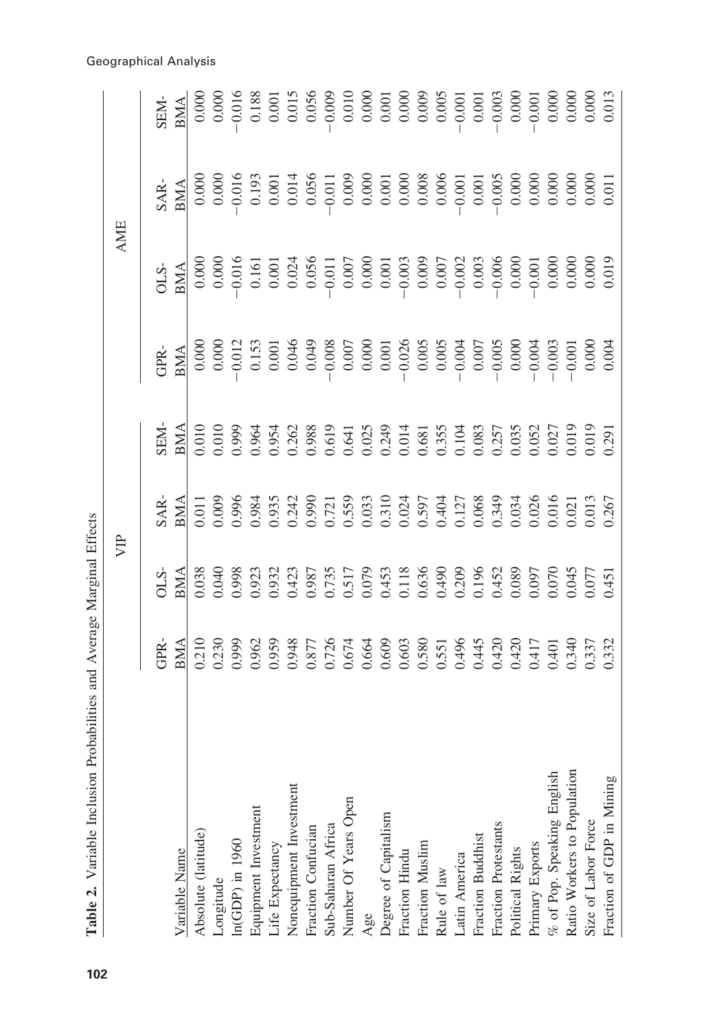**Table 2.** Variable Inclusion Probabilities and Average Marginal Effects

| | VIP | | | | AME | | | |
|---|---|---|---|---|---|---|---|---|
| Variable Name | GPR-BMA | OLS-BMA | SAR-BMA | SEM-BMA | GPR-BMA | OLS-BMA | SAR-BMA | SEM-BMA |
| Absolute (latitude) | 0.210 | 0.038 | 0.011 | 0.010 | 0.000 | 0.000 | 0.000 | 0.000 |
| Longitude | 0.230 | 0.040 | 0.009 | 0.010 | 0.000 | 0.000 | 0.000 | 0.000 |
| ln(GDP) in 1960 | 0.999 | 0.998 | 0.996 | 0.999 | −0.012 | −0.016 | −0.016 | −0.016 |
| Equipment Investment | 0.962 | 0.923 | 0.984 | 0.964 | 0.153 | 0.161 | 0.193 | 0.188 |
| Life Expectancy | 0.959 | 0.932 | 0.935 | 0.954 | 0.001 | 0.001 | 0.001 | 0.001 |
| Nonequipment Investment | 0.948 | 0.423 | 0.242 | 0.262 | 0.046 | 0.024 | 0.014 | 0.015 |
| Fraction Confucian | 0.877 | 0.987 | 0.990 | 0.988 | 0.049 | 0.056 | 0.056 | 0.056 |
| Sub-Saharan Africa | 0.726 | 0.735 | 0.721 | 0.619 | −0.008 | −0.011 | −0.011 | −0.009 |
| Number Of Years Open | 0.674 | 0.517 | 0.559 | 0.641 | 0.007 | 0.007 | 0.009 | 0.010 |
| Age | 0.664 | 0.079 | 0.033 | 0.025 | 0.000 | 0.000 | 0.000 | 0.000 |
| Degree of Capitalism | 0.609 | 0.453 | 0.310 | 0.249 | 0.001 | 0.001 | 0.001 | 0.001 |
| Fraction Hindu | 0.603 | 0.118 | 0.024 | 0.014 | −0.026 | −0.003 | 0.000 | 0.000 |
| Fraction Muslim | 0.580 | 0.636 | 0.597 | 0.681 | 0.005 | 0.009 | 0.008 | 0.009 |
| Rule of law | 0.551 | 0.490 | 0.404 | 0.355 | 0.005 | 0.007 | 0.006 | 0.005 |
| Latin America | 0.496 | 0.209 | 0.127 | 0.104 | −0.004 | −0.002 | −0.001 | −0.001 |
| Fraction Buddhist | 0.445 | 0.196 | 0.068 | 0.083 | 0.007 | 0.003 | 0.001 | 0.001 |
| Fraction Protestants | 0.420 | 0.452 | 0.349 | 0.257 | −0.005 | −0.006 | −0.005 | −0.003 |
| Political Rights | 0.420 | 0.089 | 0.034 | 0.035 | 0.000 | 0.000 | 0.000 | 0.000 |
| Primary Exports | 0.417 | 0.097 | 0.026 | 0.052 | −0.004 | −0.001 | 0.000 | −0.001 |
| % of Pop. Speaking English | 0.401 | 0.070 | 0.016 | 0.027 | −0.003 | 0.000 | 0.000 | 0.000 |
| Ratio Workers to Population | 0.340 | 0.045 | 0.021 | 0.019 | −0.001 | 0.000 | 0.000 | 0.000 |
| Size of Labor Force | 0.337 | 0.077 | 0.013 | 0.019 | 0.000 | 0.000 | 0.000 | 0.000 |
| Fraction of GDP in Mining | 0.332 | 0.451 | 0.267 | 0.291 | 0.004 | 0.019 | 0.011 | 0.013 |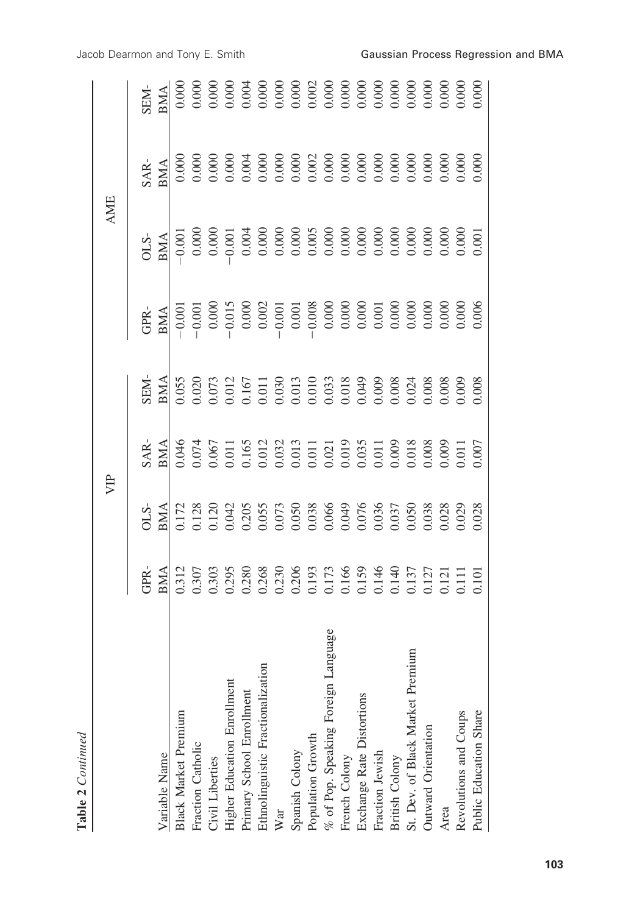**Table 2** *Continued*

| Variable Name | VIP | | | | AME | | | |
|---|---|---|---|---|---|---|---|---|
| | GPR-BMA | OLS-BMA | SAR-BMA | SEM-BMA | GPR-BMA | OLS-BMA | SAR-BMA | SEM-BMA |
| Black Market Premium | 0.312 | 0.172 | 0.046 | 0.055 | −0.001 | −0.001 | 0.000 | 0.000 |
| Fraction Catholic | 0.307 | 0.128 | 0.074 | 0.020 | −0.001 | 0.000 | 0.000 | 0.000 |
| Civil Liberties | 0.303 | 0.120 | 0.067 | 0.073 | 0.000 | 0.000 | 0.000 | 0.000 |
| Higher Education Enrollment | 0.295 | 0.042 | 0.011 | 0.012 | −0.015 | −0.001 | 0.000 | 0.000 |
| Primary School Enrollment | 0.280 | 0.205 | 0.165 | 0.167 | 0.000 | 0.004 | 0.004 | 0.004 |
| Ethnolinguistic Fractionalization | 0.268 | 0.055 | 0.012 | 0.011 | 0.002 | 0.000 | 0.000 | 0.000 |
| War | 0.230 | 0.073 | 0.032 | 0.030 | −0.001 | 0.000 | 0.000 | 0.000 |
| Spanish Colony | 0.206 | 0.050 | 0.013 | 0.013 | 0.001 | 0.000 | 0.000 | 0.000 |
| Population Growth | 0.193 | 0.038 | 0.011 | 0.010 | −0.008 | 0.005 | 0.002 | 0.002 |
| % of Pop. Speaking Foreign Language | 0.173 | 0.066 | 0.021 | 0.033 | 0.000 | 0.000 | 0.000 | 0.000 |
| French Colony | 0.166 | 0.049 | 0.019 | 0.018 | 0.000 | 0.000 | 0.000 | 0.000 |
| Exchange Rate Distortions | 0.159 | 0.076 | 0.035 | 0.049 | 0.000 | 0.000 | 0.000 | 0.000 |
| Fraction Jewish | 0.146 | 0.036 | 0.011 | 0.009 | 0.001 | 0.000 | 0.000 | 0.000 |
| British Colony | 0.140 | 0.037 | 0.009 | 0.008 | 0.000 | 0.000 | 0.000 | 0.000 |
| St. Dev. of Black Market Premium | 0.137 | 0.050 | 0.018 | 0.024 | 0.000 | 0.000 | 0.000 | 0.000 |
| Outward Orientation | 0.127 | 0.038 | 0.008 | 0.008 | 0.000 | 0.000 | 0.000 | 0.000 |
| Area | 0.121 | 0.028 | 0.009 | 0.008 | 0.000 | 0.000 | 0.000 | 0.000 |
| Revolutions and Coups | 0.111 | 0.029 | 0.011 | 0.009 | 0.000 | 0.000 | 0.000 | 0.000 |
| Public Education Share | 0.101 | 0.028 | 0.007 | 0.008 | 0.006 | 0.001 | 0.000 | 0.000 |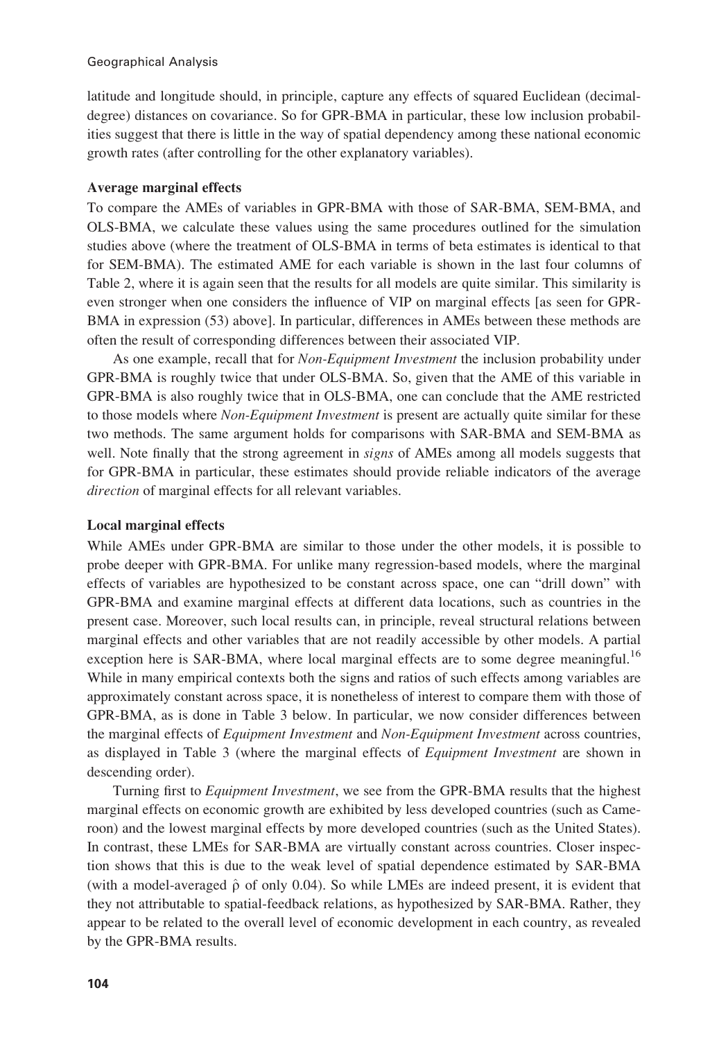latitude and longitude should, in principle, capture any effects of squared Euclidean (decimal-degree) distances on covariance. So for GPR-BMA in particular, these low inclusion probabilities suggest that there is little in the way of spatial dependency among these national economic growth rates (after controlling for the other explanatory variables).

**Average marginal effects**

To compare the AMEs of variables in GPR-BMA with those of SAR-BMA, SEM-BMA, and OLS-BMA, we calculate these values using the same procedures outlined for the simulation studies above (where the treatment of OLS-BMA in terms of beta estimates is identical to that for SEM-BMA). The estimated AME for each variable is shown in the last four columns of Table 2, where it is again seen that the results for all models are quite similar. This similarity is even stronger when one considers the influence of VIP on marginal effects [as seen for GPR-BMA in expression (53) above]. In particular, differences in AMEs between these methods are often the result of corresponding differences between their associated VIP.

As one example, recall that for *Non-Equipment Investment* the inclusion probability under GPR-BMA is roughly twice that under OLS-BMA. So, given that the AME of this variable in GPR-BMA is also roughly twice that in OLS-BMA, one can conclude that the AME restricted to those models where *Non-Equipment Investment* is present are actually quite similar for these two methods. The same argument holds for comparisons with SAR-BMA and SEM-BMA as well. Note finally that the strong agreement in *signs* of AMEs among all models suggests that for GPR-BMA in particular, these estimates should provide reliable indicators of the average *direction* of marginal effects for all relevant variables.

**Local marginal effects**

While AMEs under GPR-BMA are similar to those under the other models, it is possible to probe deeper with GPR-BMA. For unlike many regression-based models, where the marginal effects of variables are hypothesized to be constant across space, one can "drill down" with GPR-BMA and examine marginal effects at different data locations, such as countries in the present case. Moreover, such local results can, in principle, reveal structural relations between marginal effects and other variables that are not readily accessible by other models. A partial exception here is SAR-BMA, where local marginal effects are to some degree meaningful.[16] While in many empirical contexts both the signs and ratios of such effects among variables are approximately constant across space, it is nonetheless of interest to compare them with those of GPR-BMA, as is done in Table 3 below. In particular, we now consider differences between the marginal effects of *Equipment Investment* and *Non-Equipment Investment* across countries, as displayed in Table 3 (where the marginal effects of *Equipment Investment* are shown in descending order).

Turning first to *Equipment Investment*, we see from the GPR-BMA results that the highest marginal effects on economic growth are exhibited by less developed countries (such as Cameroon) and the lowest marginal effects by more developed countries (such as the United States). In contrast, these LMEs for SAR-BMA are virtually constant across countries. Closer inspection shows that this is due to the weak level of spatial dependence estimated by SAR-BMA (with a model-averaged $\hat{\rho}$ of only 0.04). So while LMEs are indeed present, it is evident that they not attributable to spatial-feedback relations, as hypothesized by SAR-BMA. Rather, they appear to be related to the overall level of economic development in each country, as revealed by the GPR-BMA results.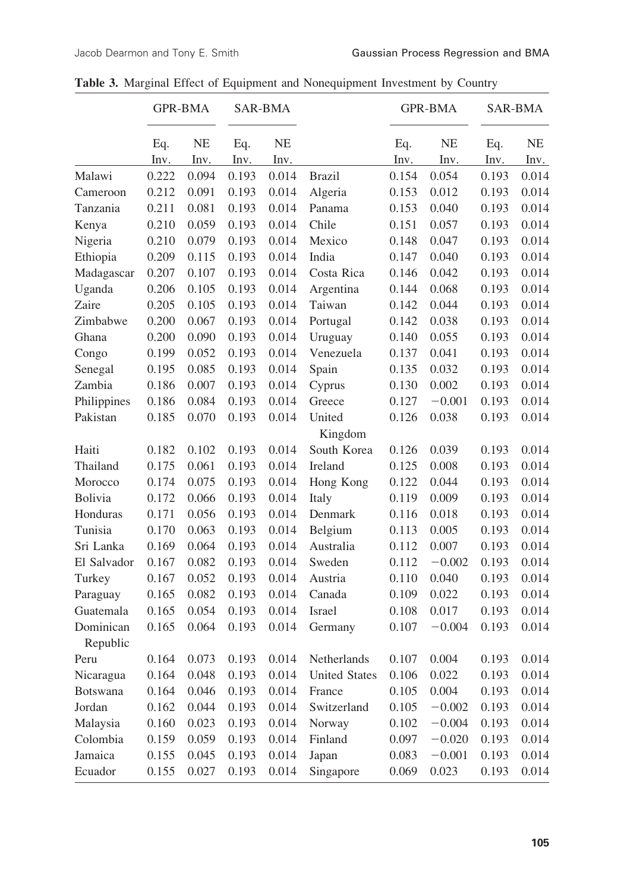**Table 3.** Marginal Effect of Equipment and Nonequipment Investment by Country

| | GPR-BMA | | SAR-BMA | | | GPR-BMA | | SAR-BMA | |
|---|---|---|---|---|---|---|---|---|---|
| | Eq. Inv. | NE Inv. | Eq. Inv. | NE Inv. | | Eq. Inv. | NE Inv. | Eq. Inv. | NE Inv. |
| Malawi | 0.222 | 0.094 | 0.193 | 0.014 | Brazil | 0.154 | 0.054 | 0.193 | 0.014 |
| Cameroon | 0.212 | 0.091 | 0.193 | 0.014 | Algeria | 0.153 | 0.012 | 0.193 | 0.014 |
| Tanzania | 0.211 | 0.081 | 0.193 | 0.014 | Panama | 0.153 | 0.040 | 0.193 | 0.014 |
| Kenya | 0.210 | 0.059 | 0.193 | 0.014 | Chile | 0.151 | 0.057 | 0.193 | 0.014 |
| Nigeria | 0.210 | 0.079 | 0.193 | 0.014 | Mexico | 0.148 | 0.047 | 0.193 | 0.014 |
| Ethiopia | 0.209 | 0.115 | 0.193 | 0.014 | India | 0.147 | 0.040 | 0.193 | 0.014 |
| Madagascar | 0.207 | 0.107 | 0.193 | 0.014 | Costa Rica | 0.146 | 0.042 | 0.193 | 0.014 |
| Uganda | 0.206 | 0.105 | 0.193 | 0.014 | Argentina | 0.144 | 0.068 | 0.193 | 0.014 |
| Zaire | 0.205 | 0.105 | 0.193 | 0.014 | Taiwan | 0.142 | 0.044 | 0.193 | 0.014 |
| Zimbabwe | 0.200 | 0.067 | 0.193 | 0.014 | Portugal | 0.142 | 0.038 | 0.193 | 0.014 |
| Ghana | 0.200 | 0.090 | 0.193 | 0.014 | Uruguay | 0.140 | 0.055 | 0.193 | 0.014 |
| Congo | 0.199 | 0.052 | 0.193 | 0.014 | Venezuela | 0.137 | 0.041 | 0.193 | 0.014 |
| Senegal | 0.195 | 0.085 | 0.193 | 0.014 | Spain | 0.135 | 0.032 | 0.193 | 0.014 |
| Zambia | 0.186 | 0.007 | 0.193 | 0.014 | Cyprus | 0.130 | 0.002 | 0.193 | 0.014 |
| Philippines | 0.186 | 0.084 | 0.193 | 0.014 | Greece | 0.127 | −0.001 | 0.193 | 0.014 |
| Pakistan | 0.185 | 0.070 | 0.193 | 0.014 | United Kingdom | 0.126 | 0.038 | 0.193 | 0.014 |
| Haiti | 0.182 | 0.102 | 0.193 | 0.014 | South Korea | 0.126 | 0.039 | 0.193 | 0.014 |
| Thailand | 0.175 | 0.061 | 0.193 | 0.014 | Ireland | 0.125 | 0.008 | 0.193 | 0.014 |
| Morocco | 0.174 | 0.075 | 0.193 | 0.014 | Hong Kong | 0.122 | 0.044 | 0.193 | 0.014 |
| Bolivia | 0.172 | 0.066 | 0.193 | 0.014 | Italy | 0.119 | 0.009 | 0.193 | 0.014 |
| Honduras | 0.171 | 0.056 | 0.193 | 0.014 | Denmark | 0.116 | 0.018 | 0.193 | 0.014 |
| Tunisia | 0.170 | 0.063 | 0.193 | 0.014 | Belgium | 0.113 | 0.005 | 0.193 | 0.014 |
| Sri Lanka | 0.169 | 0.064 | 0.193 | 0.014 | Australia | 0.112 | 0.007 | 0.193 | 0.014 |
| El Salvador | 0.167 | 0.082 | 0.193 | 0.014 | Sweden | 0.112 | −0.002 | 0.193 | 0.014 |
| Turkey | 0.167 | 0.052 | 0.193 | 0.014 | Austria | 0.110 | 0.040 | 0.193 | 0.014 |
| Paraguay | 0.165 | 0.082 | 0.193 | 0.014 | Canada | 0.109 | 0.022 | 0.193 | 0.014 |
| Guatemala | 0.165 | 0.054 | 0.193 | 0.014 | Israel | 0.108 | 0.017 | 0.193 | 0.014 |
| Dominican Republic | 0.165 | 0.064 | 0.193 | 0.014 | Germany | 0.107 | −0.004 | 0.193 | 0.014 |
| Peru | 0.164 | 0.073 | 0.193 | 0.014 | Netherlands | 0.107 | 0.004 | 0.193 | 0.014 |
| Nicaragua | 0.164 | 0.048 | 0.193 | 0.014 | United States | 0.106 | 0.022 | 0.193 | 0.014 |
| Botswana | 0.164 | 0.046 | 0.193 | 0.014 | France | 0.105 | 0.004 | 0.193 | 0.014 |
| Jordan | 0.162 | 0.044 | 0.193 | 0.014 | Switzerland | 0.105 | −0.002 | 0.193 | 0.014 |
| Malaysia | 0.160 | 0.023 | 0.193 | 0.014 | Norway | 0.102 | −0.004 | 0.193 | 0.014 |
| Colombia | 0.159 | 0.059 | 0.193 | 0.014 | Finland | 0.097 | −0.020 | 0.193 | 0.014 |
| Jamaica | 0.155 | 0.045 | 0.193 | 0.014 | Japan | 0.083 | −0.001 | 0.193 | 0.014 |
| Ecuador | 0.155 | 0.027 | 0.193 | 0.014 | Singapore | 0.069 | 0.023 | 0.193 | 0.014 |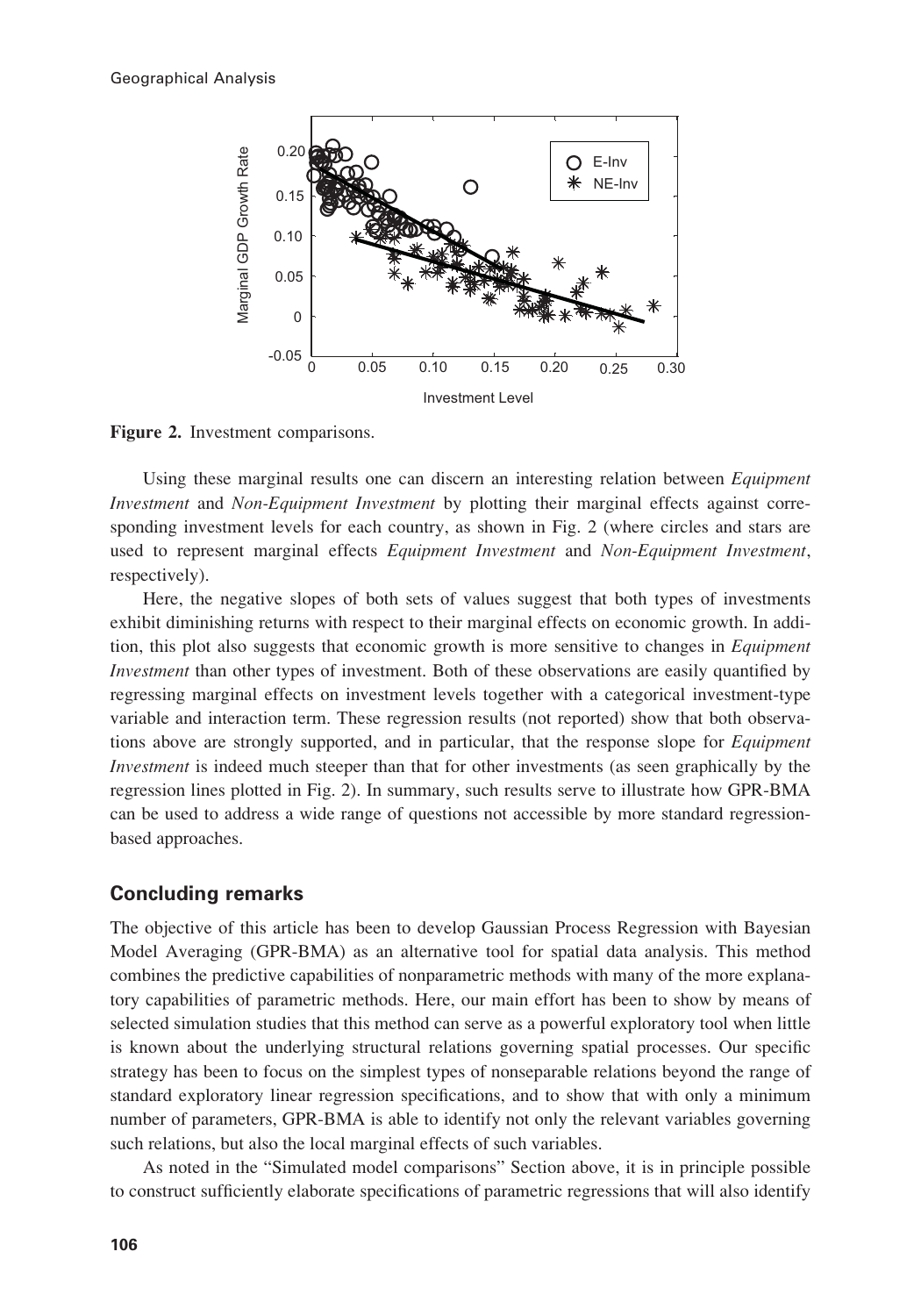0.20
0.15
0.10
0.05
0
-0.05

Marginal GDP Growth Rate

0 0.05 0.10 0.15 0.20 0.25 0.30

Investment Level

E-Inv
NE-Inv

**Figure 2.** Investment comparisons.

Using these marginal results one can discern an interesting relation between *Equipment Investment* and *Non-Equipment Investment* by plotting their marginal effects against corresponding investment levels for each country, as shown in Fig. 2 (where circles and stars are used to represent marginal effects *Equipment Investment* and *Non-Equipment Investment*, respectively).

Here, the negative slopes of both sets of values suggest that both types of investments exhibit diminishing returns with respect to their marginal effects on economic growth. In addition, this plot also suggests that economic growth is more sensitive to changes in *Equipment Investment* than other types of investment. Both of these observations are easily quantified by regressing marginal effects on investment levels together with a categorical investment-type variable and interaction term. These regression results (not reported) show that both observations above are strongly supported, and in particular, that the response slope for *Equipment Investment* is indeed much steeper than that for other investments (as seen graphically by the regression lines plotted in Fig. 2). In summary, such results serve to illustrate how GPR-BMA can be used to address a wide range of questions not accessible by more standard regression-based approaches.

## Concluding remarks

The objective of this article has been to develop Gaussian Process Regression with Bayesian Model Averaging (GPR-BMA) as an alternative tool for spatial data analysis. This method combines the predictive capabilities of nonparametric methods with many of the more explanatory capabilities of parametric methods. Here, our main effort has been to show by means of selected simulation studies that this method can serve as a powerful exploratory tool when little is known about the underlying structural relations governing spatial processes. Our specific strategy has been to focus on the simplest types of nonseparable relations beyond the range of standard exploratory linear regression specifications, and to show that with only a minimum number of parameters, GPR-BMA is able to identify not only the relevant variables governing such relations, but also the local marginal effects of such variables.

As noted in the "Simulated model comparisons" Section above, it is in principle possible to construct sufficiently elaborate specifications of parametric regressions that will also identify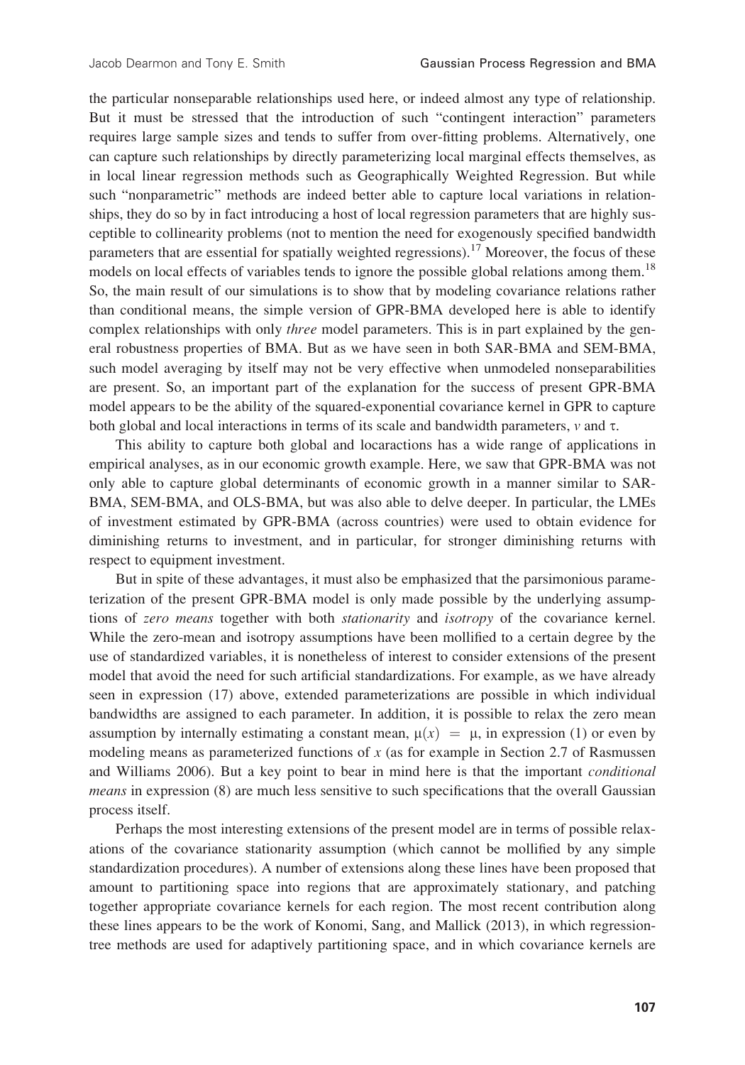the particular nonseparable relationships used here, or indeed almost any type of relationship. But it must be stressed that the introduction of such "contingent interaction" parameters requires large sample sizes and tends to suffer from over-fitting problems. Alternatively, one can capture such relationships by directly parameterizing local marginal effects themselves, as in local linear regression methods such as Geographically Weighted Regression. But while such "nonparametric" methods are indeed better able to capture local variations in relationships, they do so by in fact introducing a host of local regression parameters that are highly susceptible to collinearity problems (not to mention the need for exogenously specified bandwidth parameters that are essential for spatially weighted regressions).[17] Moreover, the focus of these models on local effects of variables tends to ignore the possible global relations among them.[18] So, the main result of our simulations is to show that by modeling covariance relations rather than conditional means, the simple version of GPR-BMA developed here is able to identify complex relationships with only *three* model parameters. This is in part explained by the general robustness properties of BMA. But as we have seen in both SAR-BMA and SEM-BMA, such model averaging by itself may not be very effective when unmodeled nonseparabilities are present. So, an important part of the explanation for the success of present GPR-BMA model appears to be the ability of the squared-exponential covariance kernel in GPR to capture both global and local interactions in terms of its scale and bandwidth parameters, $v$ and $\tau$.

This ability to capture both global and locaractions has a wide range of applications in empirical analyses, as in our economic growth example. Here, we saw that GPR-BMA was not only able to capture global determinants of economic growth in a manner similar to SAR-BMA, SEM-BMA, and OLS-BMA, but was also able to delve deeper. In particular, the LMEs of investment estimated by GPR-BMA (across countries) were used to obtain evidence for diminishing returns to investment, and in particular, for stronger diminishing returns with respect to equipment investment.

But in spite of these advantages, it must also be emphasized that the parsimonious parameterization of the present GPR-BMA model is only made possible by the underlying assumptions of *zero means* together with both *stationarity* and *isotropy* of the covariance kernel. While the zero-mean and isotropy assumptions have been mollified to a certain degree by the use of standardized variables, it is nonetheless of interest to consider extensions of the present model that avoid the need for such artificial standardizations. For example, as we have already seen in expression (17) above, extended parameterizations are possible in which individual bandwidths are assigned to each parameter. In addition, it is possible to relax the zero mean assumption by internally estimating a constant mean, $\mu(x) = \mu$, in expression (1) or even by modeling means as parameterized functions of $x$ (as for example in Section 2.7 of Rasmussen and Williams 2006). But a key point to bear in mind here is that the important *conditional means* in expression (8) are much less sensitive to such specifications that the overall Gaussian process itself.

Perhaps the most interesting extensions of the present model are in terms of possible relaxations of the covariance stationarity assumption (which cannot be mollified by any simple standardization procedures). A number of extensions along these lines have been proposed that amount to partitioning space into regions that are approximately stationary, and patching together appropriate covariance kernels for each region. The most recent contribution along these lines appears to be the work of Konomi, Sang, and Mallick (2013), in which regression-tree methods are used for adaptively partitioning space, and in which covariance kernels are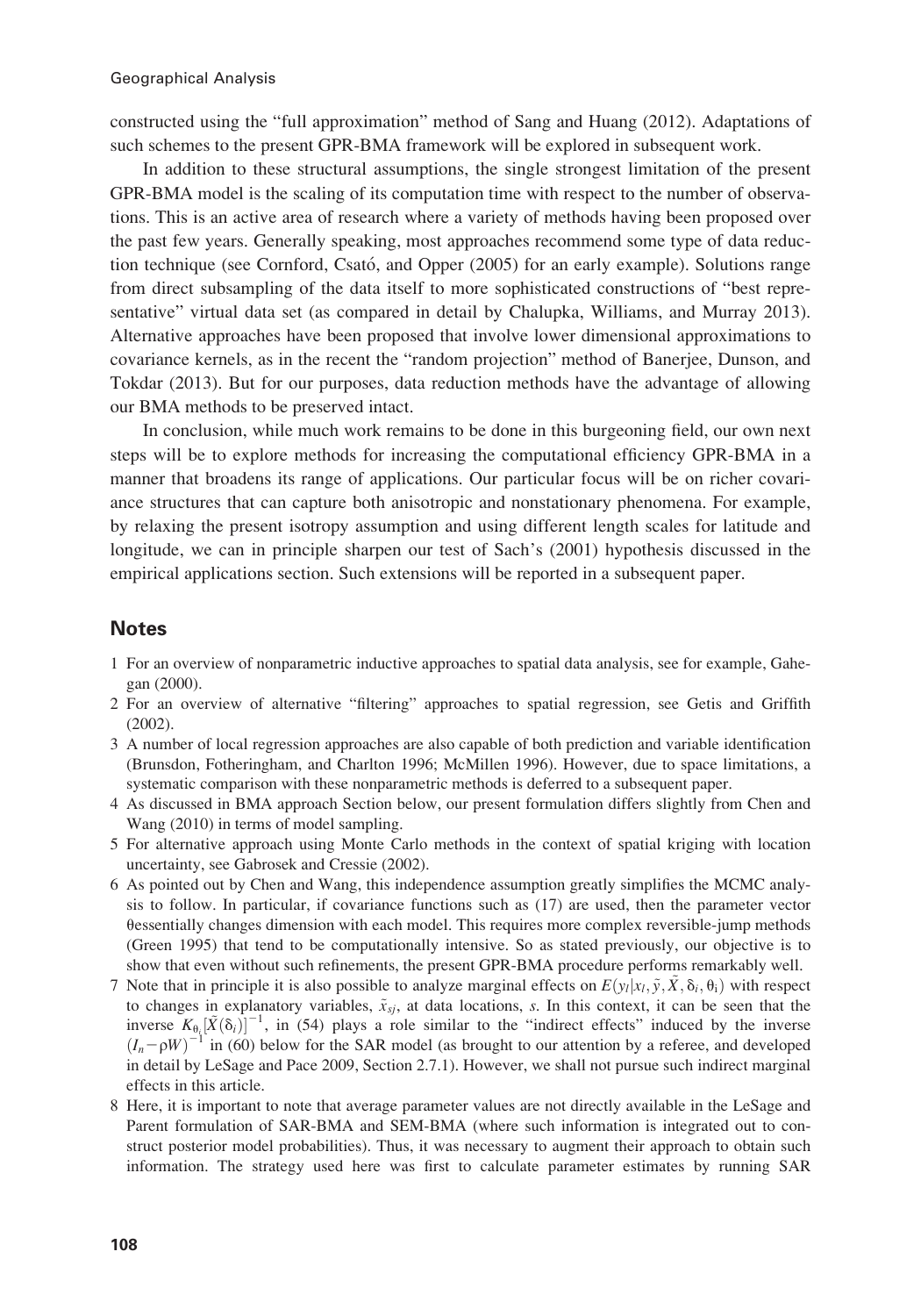constructed using the "full approximation" method of Sang and Huang (2012). Adaptations of such schemes to the present GPR-BMA framework will be explored in subsequent work.

In addition to these structural assumptions, the single strongest limitation of the present GPR-BMA model is the scaling of its computation time with respect to the number of observations. This is an active area of research where a variety of methods having been proposed over the past few years. Generally speaking, most approaches recommend some type of data reduction technique (see Cornford, Csató, and Opper (2005) for an early example). Solutions range from direct subsampling of the data itself to more sophisticated constructions of "best representative" virtual data set (as compared in detail by Chalupka, Williams, and Murray 2013). Alternative approaches have been proposed that involve lower dimensional approximations to covariance kernels, as in the recent the "random projection" method of Banerjee, Dunson, and Tokdar (2013). But for our purposes, data reduction methods have the advantage of allowing our BMA methods to be preserved intact.

In conclusion, while much work remains to be done in this burgeoning field, our own next steps will be to explore methods for increasing the computational efficiency GPR-BMA in a manner that broadens its range of applications. Our particular focus will be on richer covariance structures that can capture both anisotropic and nonstationary phenomena. For example, by relaxing the present isotropy assumption and using different length scales for latitude and longitude, we can in principle sharpen our test of Sach's (2001) hypothesis discussed in the empirical applications section. Such extensions will be reported in a subsequent paper.

## Notes

1 For an overview of nonparametric inductive approaches to spatial data analysis, see for example, Gahegan (2000).

2 For an overview of alternative "filtering" approaches to spatial regression, see Getis and Griffith (2002).

3 A number of local regression approaches are also capable of both prediction and variable identification (Brunsdon, Fotheringham, and Charlton 1996; McMillen 1996). However, due to space limitations, a systematic comparison with these nonparametric methods is deferred to a subsequent paper.

4 As discussed in BMA approach Section below, our present formulation differs slightly from Chen and Wang (2010) in terms of model sampling.

5 For alternative approach using Monte Carlo methods in the context of spatial kriging with location uncertainty, see Gabrosek and Cressie (2002).

6 As pointed out by Chen and Wang, this independence assumption greatly simplifies the MCMC analysis to follow. In particular, if covariance functions such as (17) are used, then the parameter vector $\theta$essentially changes dimension with each model. This requires more complex reversible-jump methods (Green 1995) that tend to be computationally intensive. So as stated previously, our objective is to show that even without such refinements, the present GPR-BMA procedure performs remarkably well.

7 Note that in principle it is also possible to analyze marginal effects on $E(y_l|x_l, \tilde{y}, \tilde{X}, \delta_i, \theta_i)$ with respect to changes in explanatory variables, $\tilde{x}_{sj}$, at data locations, $s$. In this context, it can be seen that the inverse $K_{\theta_i}[\tilde{X}(\delta_i)]^{-1}$, in (54) plays a role similar to the "indirect effects" induced by the inverse $(I_n - \rho W)^{-1}$ in (60) below for the SAR model (as brought to our attention by a referee, and developed in detail by LeSage and Pace 2009, Section 2.7.1). However, we shall not pursue such indirect marginal effects in this article.

8 Here, it is important to note that average parameter values are not directly available in the LeSage and Parent formulation of SAR-BMA and SEM-BMA (where such information is integrated out to construct posterior model probabilities). Thus, it was necessary to augment their approach to obtain such information. The strategy used here was first to calculate parameter estimates by running SAR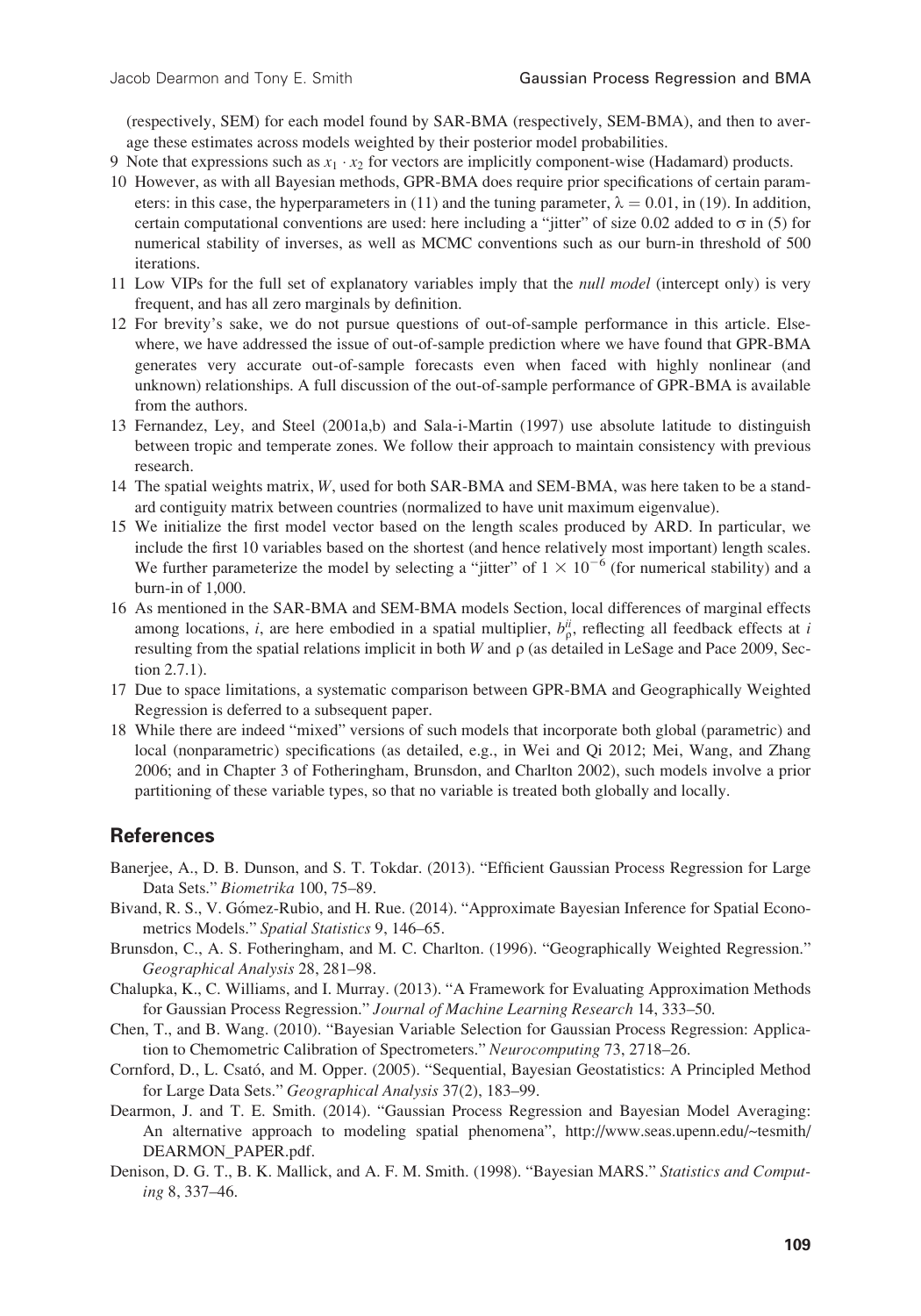(respectively, SEM) for each model found by SAR-BMA (respectively, SEM-BMA), and then to average these estimates across models weighted by their posterior model probabilities.

9 Note that expressions such as $x_1 \cdot x_2$ for vectors are implicitly component-wise (Hadamard) products.

10 However, as with all Bayesian methods, GPR-BMA does require prior specifications of certain parameters: in this case, the hyperparameters in (11) and the tuning parameter, $\lambda = 0.01$, in (19). In addition, certain computational conventions are used: here including a "jitter" of size 0.02 added to $\sigma$ in (5) for numerical stability of inverses, as well as MCMC conventions such as our burn-in threshold of 500 iterations.

11 Low VIPs for the full set of explanatory variables imply that the *null model* (intercept only) is very frequent, and has all zero marginals by definition.

12 For brevity's sake, we do not pursue questions of out-of-sample performance in this article. Elsewhere, we have addressed the issue of out-of-sample prediction where we have found that GPR-BMA generates very accurate out-of-sample forecasts even when faced with highly nonlinear (and unknown) relationships. A full discussion of the out-of-sample performance of GPR-BMA is available from the authors.

13 Fernandez, Ley, and Steel (2001a,b) and Sala-i-Martin (1997) use absolute latitude to distinguish between tropic and temperate zones. We follow their approach to maintain consistency with previous research.

14 The spatial weights matrix, $W$, used for both SAR-BMA and SEM-BMA, was here taken to be a standard contiguity matrix between countries (normalized to have unit maximum eigenvalue).

15 We initialize the first model vector based on the length scales produced by ARD. In particular, we include the first 10 variables based on the shortest (and hence relatively most important) length scales. We further parameterize the model by selecting a "jitter" of $1 \times 10^{-6}$ (for numerical stability) and a burn-in of 1,000.

16 As mentioned in the SAR-BMA and SEM-BMA models Section, local differences of marginal effects among locations, $i$, are here embodied in a spatial multiplier, $b_{\rho}^{ii}$, reflecting all feedback effects at $i$ resulting from the spatial relations implicit in both $W$ and $\rho$ (as detailed in LeSage and Pace 2009, Section 2.7.1).

17 Due to space limitations, a systematic comparison between GPR-BMA and Geographically Weighted Regression is deferred to a subsequent paper.

18 While there are indeed "mixed" versions of such models that incorporate both global (parametric) and local (nonparametric) specifications (as detailed, e.g., in Wei and Qi 2012; Mei, Wang, and Zhang 2006; and in Chapter 3 of Fotheringham, Brunsdon, and Charlton 2002), such models involve a prior partitioning of these variable types, so that no variable is treated both globally and locally.

## References

Banerjee, A., D. B. Dunson, and S. T. Tokdar. (2013). "Efficient Gaussian Process Regression for Large Data Sets." *Biometrika* 100, 75–89.

Bivand, R. S., V. Gómez-Rubio, and H. Rue. (2014). "Approximate Bayesian Inference for Spatial Econometrics Models." *Spatial Statistics* 9, 146–65.

Brunsdon, C., A. S. Fotheringham, and M. C. Charlton. (1996). "Geographically Weighted Regression." *Geographical Analysis* 28, 281–98.

Chalupka, K., C. Williams, and I. Murray. (2013). "A Framework for Evaluating Approximation Methods for Gaussian Process Regression." *Journal of Machine Learning Research* 14, 333–50.

Chen, T., and B. Wang. (2010). "Bayesian Variable Selection for Gaussian Process Regression: Application to Chemometric Calibration of Spectrometers." *Neurocomputing* 73, 2718–26.

Cornford, D., L. Csató, and M. Opper. (2005). "Sequential, Bayesian Geostatistics: A Principled Method for Large Data Sets." *Geographical Analysis* 37(2), 183–99.

Dearmon, J. and T. E. Smith. (2014). "Gaussian Process Regression and Bayesian Model Averaging: An alternative approach to modeling spatial phenomena", http://www.seas.upenn.edu/~tesmith/DEARMON_PAPER.pdf.

Denison, D. G. T., B. K. Mallick, and A. F. M. Smith. (1998). "Bayesian MARS." *Statistics and Computing* 8, 337–46.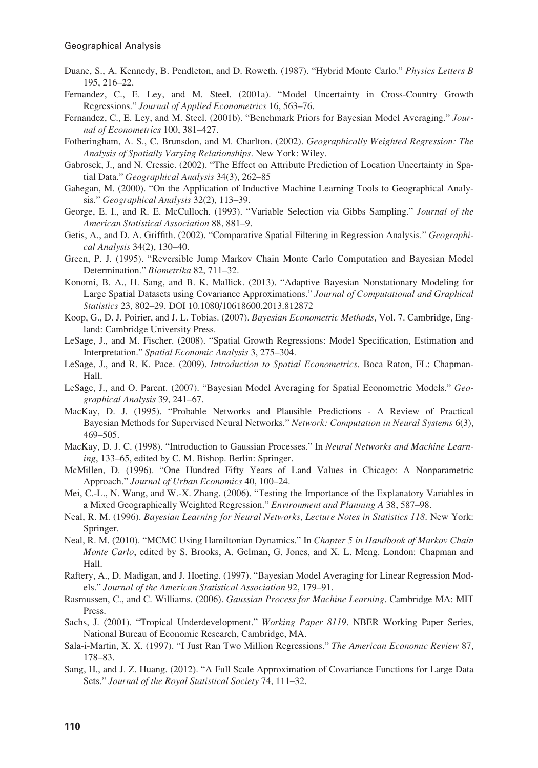Duane, S., A. Kennedy, B. Pendleton, and D. Roweth. (1987). "Hybrid Monte Carlo." *Physics Letters B* 195, 216–22.

Fernandez, C., E. Ley, and M. Steel. (2001a). "Model Uncertainty in Cross-Country Growth Regressions." *Journal of Applied Econometrics* 16, 563–76.

Fernandez, C., E. Ley, and M. Steel. (2001b). "Benchmark Priors for Bayesian Model Averaging." *Journal of Econometrics* 100, 381–427.

Fotheringham, A. S., C. Brunsdon, and M. Charlton. (2002). *Geographically Weighted Regression: The Analysis of Spatially Varying Relationships*. New York: Wiley.

Gabrosek, J., and N. Cressie. (2002). "The Effect on Attribute Prediction of Location Uncertainty in Spatial Data." *Geographical Analysis* 34(3), 262–85

Gahegan, M. (2000). "On the Application of Inductive Machine Learning Tools to Geographical Analysis." *Geographical Analysis* 32(2), 113–39.

George, E. I., and R. E. McCulloch. (1993). "Variable Selection via Gibbs Sampling." *Journal of the American Statistical Association* 88, 881–9.

Getis, A., and D. A. Griffith. (2002). "Comparative Spatial Filtering in Regression Analysis." *Geographical Analysis* 34(2), 130–40.

Green, P. J. (1995). "Reversible Jump Markov Chain Monte Carlo Computation and Bayesian Model Determination." *Biometrika* 82, 711–32.

Konomi, B. A., H. Sang, and B. K. Mallick. (2013). "Adaptive Bayesian Nonstationary Modeling for Large Spatial Datasets using Covariance Approximations." *Journal of Computational and Graphical Statistics* 23, 802–29. DOI 10.1080/10618600.2013.812872

Koop, G., D. J. Poirier, and J. L. Tobias. (2007). *Bayesian Econometric Methods*, Vol. 7. Cambridge, England: Cambridge University Press.

LeSage, J., and M. Fischer. (2008). "Spatial Growth Regressions: Model Specification, Estimation and Interpretation." *Spatial Economic Analysis* 3, 275–304.

LeSage, J., and R. K. Pace. (2009). *Introduction to Spatial Econometrics*. Boca Raton, FL: Chapman-Hall.

LeSage, J., and O. Parent. (2007). "Bayesian Model Averaging for Spatial Econometric Models." *Geographical Analysis* 39, 241–67.

MacKay, D. J. (1995). "Probable Networks and Plausible Predictions - A Review of Practical Bayesian Methods for Supervised Neural Networks." *Network: Computation in Neural Systems* 6(3), 469–505.

MacKay, D. J. C. (1998). "Introduction to Gaussian Processes." In *Neural Networks and Machine Learning*, 133–65, edited by C. M. Bishop. Berlin: Springer.

McMillen, D. (1996). "One Hundred Fifty Years of Land Values in Chicago: A Nonparametric Approach." *Journal of Urban Economics* 40, 100–24.

Mei, C.-L., N. Wang, and W.-X. Zhang. (2006). "Testing the Importance of the Explanatory Variables in a Mixed Geographically Weighted Regression." *Environment and Planning A* 38, 587–98.

Neal, R. M. (1996). *Bayesian Learning for Neural Networks, Lecture Notes in Statistics 118*. New York: Springer.

Neal, R. M. (2010). "MCMC Using Hamiltonian Dynamics." In *Chapter 5 in Handbook of Markov Chain Monte Carlo*, edited by S. Brooks, A. Gelman, G. Jones, and X. L. Meng. London: Chapman and Hall.

Raftery, A., D. Madigan, and J. Hoeting. (1997). "Bayesian Model Averaging for Linear Regression Models." *Journal of the American Statistical Association* 92, 179–91.

Rasmussen, C., and C. Williams. (2006). *Gaussian Process for Machine Learning*. Cambridge MA: MIT Press.

Sachs, J. (2001). "Tropical Underdevelopment." *Working Paper 8119*. NBER Working Paper Series, National Bureau of Economic Research, Cambridge, MA.

Sala-i-Martin, X. X. (1997). "I Just Ran Two Million Regressions." *The American Economic Review* 87, 178–83.

Sang, H., and J. Z. Huang. (2012). "A Full Scale Approximation of Covariance Functions for Large Data Sets." *Journal of the Royal Statistical Society* 74, 111–32.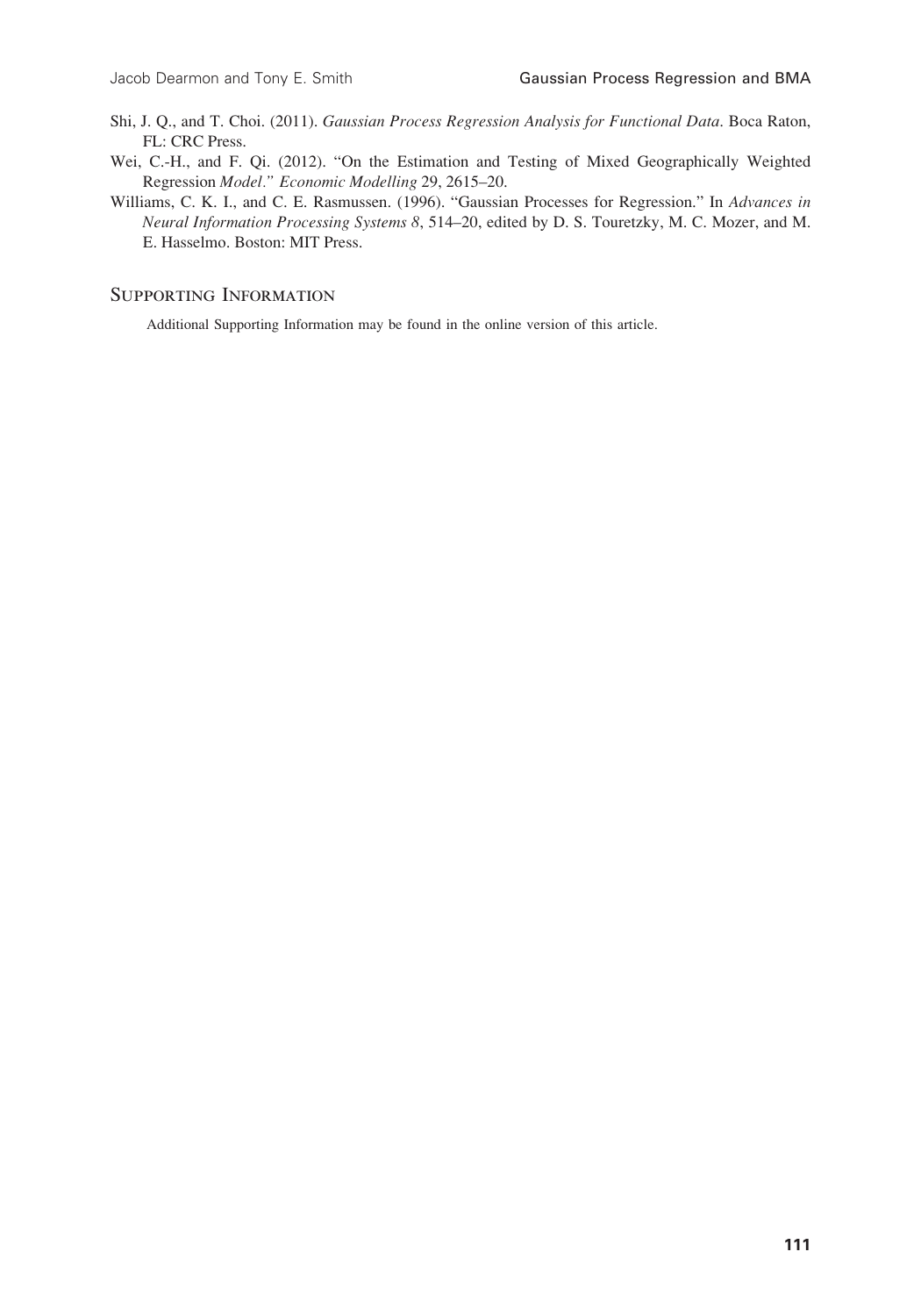Shi, J. Q., and T. Choi. (2011). *Gaussian Process Regression Analysis for Functional Data*. Boca Raton, FL: CRC Press.

Wei, C.-H., and F. Qi. (2012). "On the Estimation and Testing of Mixed Geographically Weighted Regression *Model*." *Economic Modelling* 29, 2615–20.

Williams, C. K. I., and C. E. Rasmussen. (1996). "Gaussian Processes for Regression." In *Advances in Neural Information Processing Systems 8*, 514–20, edited by D. S. Touretzky, M. C. Mozer, and M. E. Hasselmo. Boston: MIT Press.

## Supporting Information

Additional Supporting Information may be found in the online version of this article.